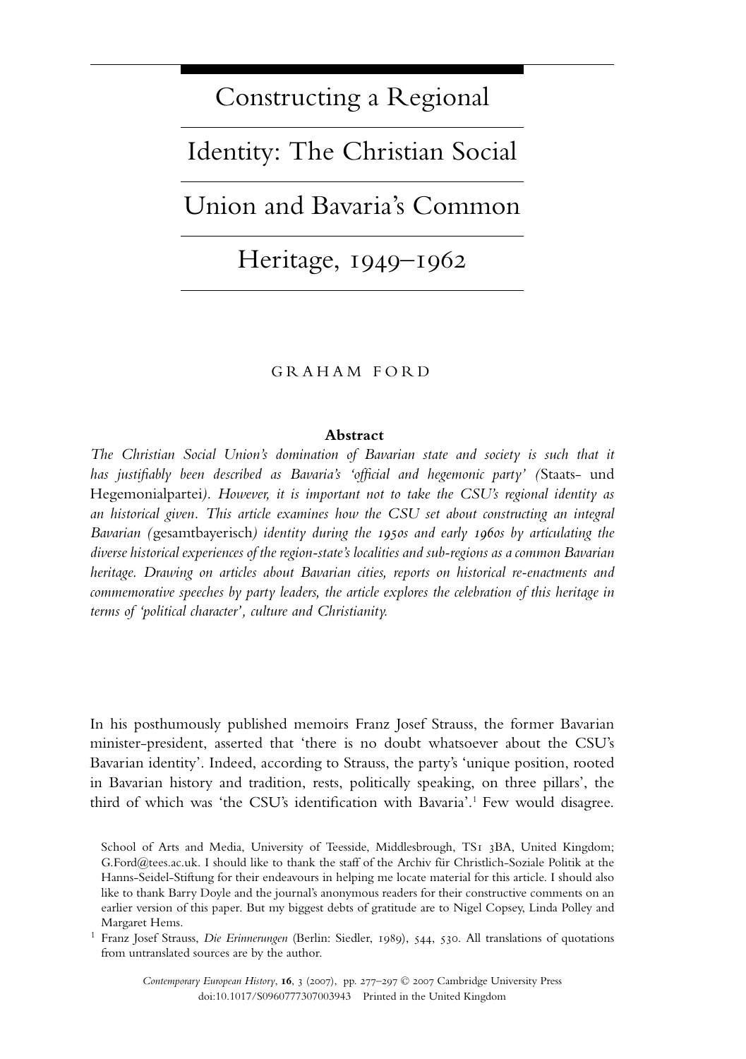# Constructing a Regional Identity: The Christian Social Union and Bavaria's Common Heritage, 1949–1962

GRAHAM FORD

**Abstract**

*The Christian Social Union's domination of Bavarian state and society is such that it has justifiably been described as Bavaria's 'official and hegemonic party' (*Staats- und Hegemonialpartei*). However, it is important not to take the CSU's regional identity as an historical given. This article examines how the CSU set about constructing an integral Bavarian (*gesamtbayerisch*) identity during the 1950s and early 1960s by articulating the diverse historical experiences of the region-state's localities and sub-regions as a common Bavarian heritage. Drawing on articles about Bavarian cities, reports on historical re-enactments and commemorative speeches by party leaders, the article explores the celebration of this heritage in terms of 'political character', culture and Christianity.*

In his posthumously published memoirs Franz Josef Strauss, the former Bavarian minister-president, asserted that 'there is no doubt whatsoever about the CSU's Bavarian identity'. Indeed, according to Strauss, the party's 'unique position, rooted in Bavarian history and tradition, rests, politically speaking, on three pillars', the third of which was 'the CSU's identification with Bavaria'.[1] Few would disagree.

School of Arts and Media, University of Teesside, Middlesbrough, TS1 3BA, United Kingdom; G.Ford@tees.ac.uk. I should like to thank the staff of the Archiv für Christlich-Soziale Politik at the Hanns-Seidel-Stiftung for their endeavours in helping me locate material for this article. I should also like to thank Barry Doyle and the journal's anonymous readers for their constructive comments on an earlier version of this paper. But my biggest debts of gratitude are to Nigel Copsey, Linda Polley and Margaret Hems.

[1] Franz Josef Strauss, *Die Erinnerungen* (Berlin: Siedler, 1989), 544, 530. All translations of quotations from untranslated sources are by the author.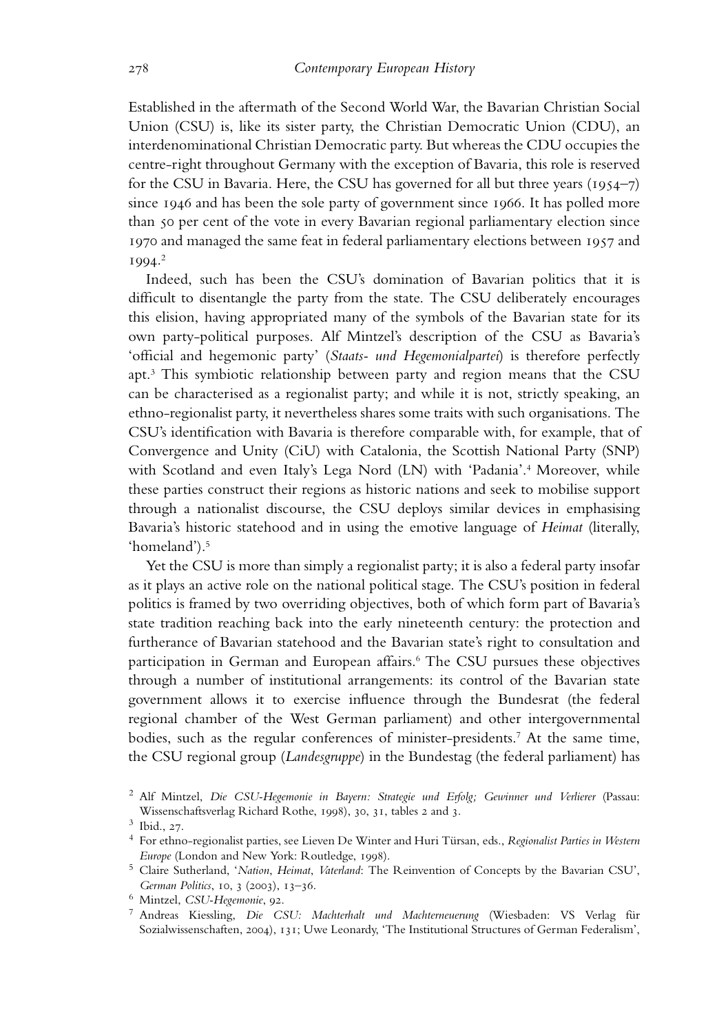Established in the aftermath of the Second World War, the Bavarian Christian Social Union (CSU) is, like its sister party, the Christian Democratic Union (CDU), an interdenominational Christian Democratic party. But whereas the CDU occupies the centre-right throughout Germany with the exception of Bavaria, this role is reserved for the CSU in Bavaria. Here, the CSU has governed for all but three years (1954–7) since 1946 and has been the sole party of government since 1966. It has polled more than 50 per cent of the vote in every Bavarian regional parliamentary election since 1970 and managed the same feat in federal parliamentary elections between 1957 and 1994.[2]

Indeed, such has been the CSU's domination of Bavarian politics that it is difficult to disentangle the party from the state. The CSU deliberately encourages this elision, having appropriated many of the symbols of the Bavarian state for its own party-political purposes. Alf Mintzel's description of the CSU as Bavaria's 'official and hegemonic party' (*Staats- und Hegemonialpartei*) is therefore perfectly apt.[3] This symbiotic relationship between party and region means that the CSU can be characterised as a regionalist party; and while it is not, strictly speaking, an ethno-regionalist party, it nevertheless shares some traits with such organisations. The CSU's identification with Bavaria is therefore comparable with, for example, that of Convergence and Unity (CiU) with Catalonia, the Scottish National Party (SNP) with Scotland and even Italy's Lega Nord (LN) with 'Padania'.[4] Moreover, while these parties construct their regions as historic nations and seek to mobilise support through a nationalist discourse, the CSU deploys similar devices in emphasising Bavaria's historic statehood and in using the emotive language of *Heimat* (literally, 'homeland').[5]

Yet the CSU is more than simply a regionalist party; it is also a federal party insofar as it plays an active role on the national political stage. The CSU's position in federal politics is framed by two overriding objectives, both of which form part of Bavaria's state tradition reaching back into the early nineteenth century: the protection and furtherance of Bavarian statehood and the Bavarian state's right to consultation and participation in German and European affairs.[6] The CSU pursues these objectives through a number of institutional arrangements: its control of the Bavarian state government allows it to exercise influence through the Bundesrat (the federal regional chamber of the West German parliament) and other intergovernmental bodies, such as the regular conferences of minister-presidents.[7] At the same time, the CSU regional group (*Landesgruppe*) in the Bundestag (the federal parliament) has

[2] Alf Mintzel, *Die CSU-Hegemonie in Bayern: Strategie und Erfolg; Gewinner und Verlierer* (Passau: Wissenschaftsverlag Richard Rothe, 1998), 30, 31, tables 2 and 3.

[3] Ibid., 27.

[4] For ethno-regionalist parties, see Lieven De Winter and Huri Türsan, eds., *Regionalist Parties in Western Europe* (London and New York: Routledge, 1998).

[5] Claire Sutherland, '*Nation*, *Heimat*, *Vaterland*: The Reinvention of Concepts by the Bavarian CSU', *German Politics*, 10, 3 (2003), 13–36.

[6] Mintzel, *CSU-Hegemonie*, 92.

[7] Andreas Kiessling, *Die CSU: Machterhalt und Machterneuerung* (Wiesbaden: VS Verlag für Sozialwissenschaften, 2004), 131; Uwe Leonardy, 'The Institutional Structures of German Federalism',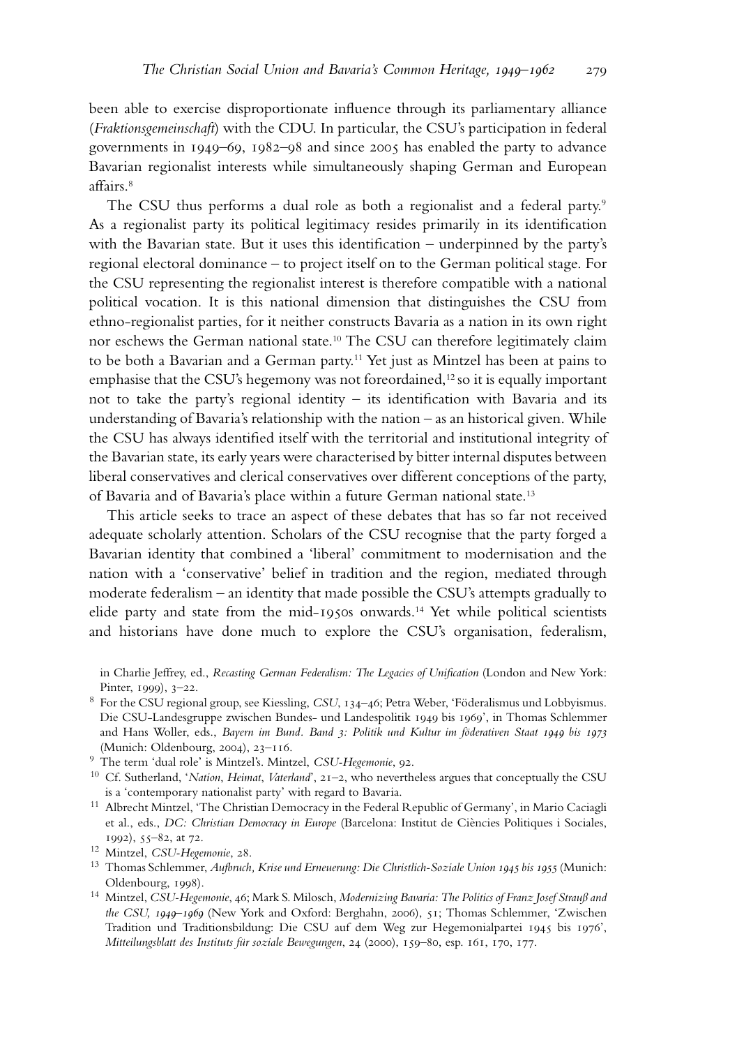been able to exercise disproportionate influence through its parliamentary alliance (*Fraktionsgemeinschaft*) with the CDU. In particular, the CSU's participation in federal governments in 1949–69, 1982–98 and since 2005 has enabled the party to advance Bavarian regionalist interests while simultaneously shaping German and European affairs.[8]

The CSU thus performs a dual role as both a regionalist and a federal party.[9] As a regionalist party its political legitimacy resides primarily in its identification with the Bavarian state. But it uses this identification – underpinned by the party's regional electoral dominance – to project itself on to the German political stage. For the CSU representing the regionalist interest is therefore compatible with a national political vocation. It is this national dimension that distinguishes the CSU from ethno-regionalist parties, for it neither constructs Bavaria as a nation in its own right nor eschews the German national state.[10] The CSU can therefore legitimately claim to be both a Bavarian and a German party.[11] Yet just as Mintzel has been at pains to emphasise that the CSU's hegemony was not foreordained,[12] so it is equally important not to take the party's regional identity – its identification with Bavaria and its understanding of Bavaria's relationship with the nation – as an historical given. While the CSU has always identified itself with the territorial and institutional integrity of the Bavarian state, its early years were characterised by bitter internal disputes between liberal conservatives and clerical conservatives over different conceptions of the party, of Bavaria and of Bavaria's place within a future German national state.[13]

This article seeks to trace an aspect of these debates that has so far not received adequate scholarly attention. Scholars of the CSU recognise that the party forged a Bavarian identity that combined a 'liberal' commitment to modernisation and the nation with a 'conservative' belief in tradition and the region, mediated through moderate federalism – an identity that made possible the CSU's attempts gradually to elide party and state from the mid-1950s onwards.[14] Yet while political scientists and historians have done much to explore the CSU's organisation, federalism,

in Charlie Jeffrey, ed., *Recasting German Federalism: The Legacies of Unification* (London and New York: Pinter, 1999), 3–22.

[8] For the CSU regional group, see Kiessling, *CSU*, 134–46; Petra Weber, 'Föderalismus und Lobbyismus. Die CSU-Landesgruppe zwischen Bundes- und Landespolitik 1949 bis 1969', in Thomas Schlemmer and Hans Woller, eds., *Bayern im Bund. Band 3: Politik und Kultur im föderativen Staat 1949 bis 1973* (Munich: Oldenbourg, 2004), 23–116.

[9] The term 'dual role' is Mintzel's. Mintzel, *CSU-Hegemonie*, 92.

[10] Cf. Sutherland, '*Nation*, *Heimat*, *Vaterland*', 21–2, who nevertheless argues that conceptually the CSU is a 'contemporary nationalist party' with regard to Bavaria.

[11] Albrecht Mintzel, 'The Christian Democracy in the Federal Republic of Germany', in Mario Caciagli et al., eds., *DC: Christian Democracy in Europe* (Barcelona: Institut de Ciències Politiques i Sociales, 1992), 55–82, at 72.

[12] Mintzel, *CSU-Hegemonie*, 28.

[13] Thomas Schlemmer, *Aufbruch, Krise und Erneuerung: Die Christlich-Soziale Union 1945 bis 1955* (Munich: Oldenbourg, 1998).

[14] Mintzel, *CSU-Hegemonie*, 46; Mark S. Milosch, *Modernizing Bavaria: The Politics of Franz Josef Strauß and the CSU, 1949–1969* (New York and Oxford: Berghahn, 2006), 51; Thomas Schlemmer, 'Zwischen Tradition und Traditionsbildung: Die CSU auf dem Weg zur Hegemonialpartei 1945 bis 1976', *Mitteilungsblatt des Instituts für soziale Bewegungen*, 24 (2000), 159–80, esp. 161, 170, 177.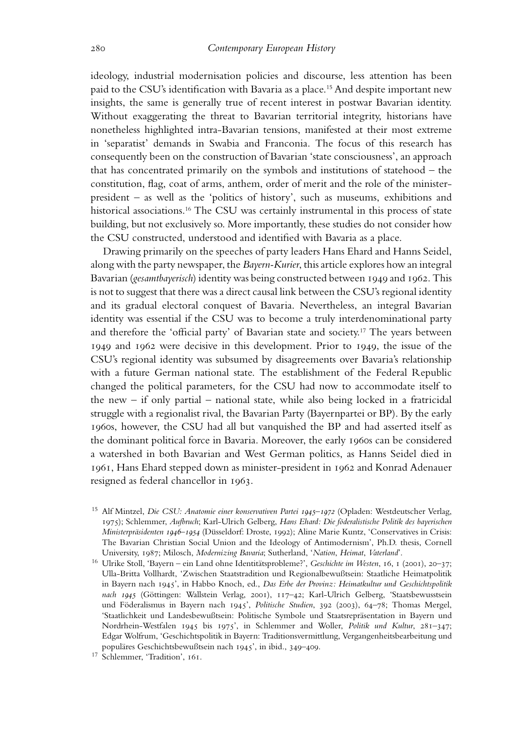ideology, industrial modernisation policies and discourse, less attention has been paid to the CSU's identification with Bavaria as a place.[15] And despite important new insights, the same is generally true of recent interest in postwar Bavarian identity. Without exaggerating the threat to Bavarian territorial integrity, historians have nonetheless highlighted intra-Bavarian tensions, manifested at their most extreme in 'separatist' demands in Swabia and Franconia. The focus of this research has consequently been on the construction of Bavarian 'state consciousness', an approach that has concentrated primarily on the symbols and institutions of statehood – the constitution, flag, coat of arms, anthem, order of merit and the role of the minister-president – as well as the 'politics of history', such as museums, exhibitions and historical associations.[16] The CSU was certainly instrumental in this process of state building, but not exclusively so. More importantly, these studies do not consider how the CSU constructed, understood and identified with Bavaria as a place.

Drawing primarily on the speeches of party leaders Hans Ehard and Hanns Seidel, along with the party newspaper, the *Bayern-Kurier*, this article explores how an integral Bavarian (*gesamtbayerisch*) identity was being constructed between 1949 and 1962. This is not to suggest that there was a direct causal link between the CSU's regional identity and its gradual electoral conquest of Bavaria. Nevertheless, an integral Bavarian identity was essential if the CSU was to become a truly interdenominational party and therefore the 'official party' of Bavarian state and society.[17] The years between 1949 and 1962 were decisive in this development. Prior to 1949, the issue of the CSU's regional identity was subsumed by disagreements over Bavaria's relationship with a future German national state. The establishment of the Federal Republic changed the political parameters, for the CSU had now to accommodate itself to the new – if only partial – national state, while also being locked in a fratricidal struggle with a regionalist rival, the Bavarian Party (Bayernpartei or BP). By the early 1960s, however, the CSU had all but vanquished the BP and had asserted itself as the dominant political force in Bavaria. Moreover, the early 1960s can be considered a watershed in both Bavarian and West German politics, as Hanns Seidel died in 1961, Hans Ehard stepped down as minister-president in 1962 and Konrad Adenauer resigned as federal chancellor in 1963.

[15] Alf Mintzel, *Die CSU: Anatomie einer konservativen Partei 1945–1972* (Opladen: Westdeutscher Verlag, 1975); Schlemmer, *Aufbruch*; Karl-Ulrich Gelberg, *Hans Ehard: Die föderalistische Politik des bayerischen Ministerpräsidenten 1946–1954* (Düsseldorf: Droste, 1992); Aline Marie Kuntz, 'Conservatives in Crisis: The Bavarian Christian Social Union and the Ideology of Antimodernism', Ph.D. thesis, Cornell University, 1987; Milosch, *Modernizing Bavaria*; Sutherland, '*Nation*, *Heimat*, *Vaterland*'.

[16] Ulrike Stoll, 'Bayern – ein Land ohne Identitätsprobleme?', *Geschichte im Westen*, 16, 1 (2001), 20–37; Ulla-Britta Vollhardt, 'Zwischen Staatstradition und Regionalbewußtsein: Staatliche Heimatpolitik in Bayern nach 1945', in Habbo Knoch, ed., *Das Erbe der Provinz: Heimatkultur und Geschichtspolitik nach 1945* (Göttingen: Wallstein Verlag, 2001), 117–42; Karl-Ulrich Gelberg, 'Staatsbewusstsein und Föderalismus in Bayern nach 1945', *Politische Studien*, 392 (2003), 64–78; Thomas Mergel, 'Staatlichkeit und Landesbewußtsein: Politische Symbole und Staatsrepräsentation in Bayern und Nordrhein-Westfalen 1945 bis 1975', in Schlemmer and Woller, *Politik und Kultur*, 281–347; Edgar Wolfrum, 'Geschichtspolitik in Bayern: Traditionsvermittlung, Vergangenheitsbearbeitung und populäres Geschichtsbewußtsein nach 1945', in ibid., 349–409.

[17] Schlemmer, 'Tradition', 161.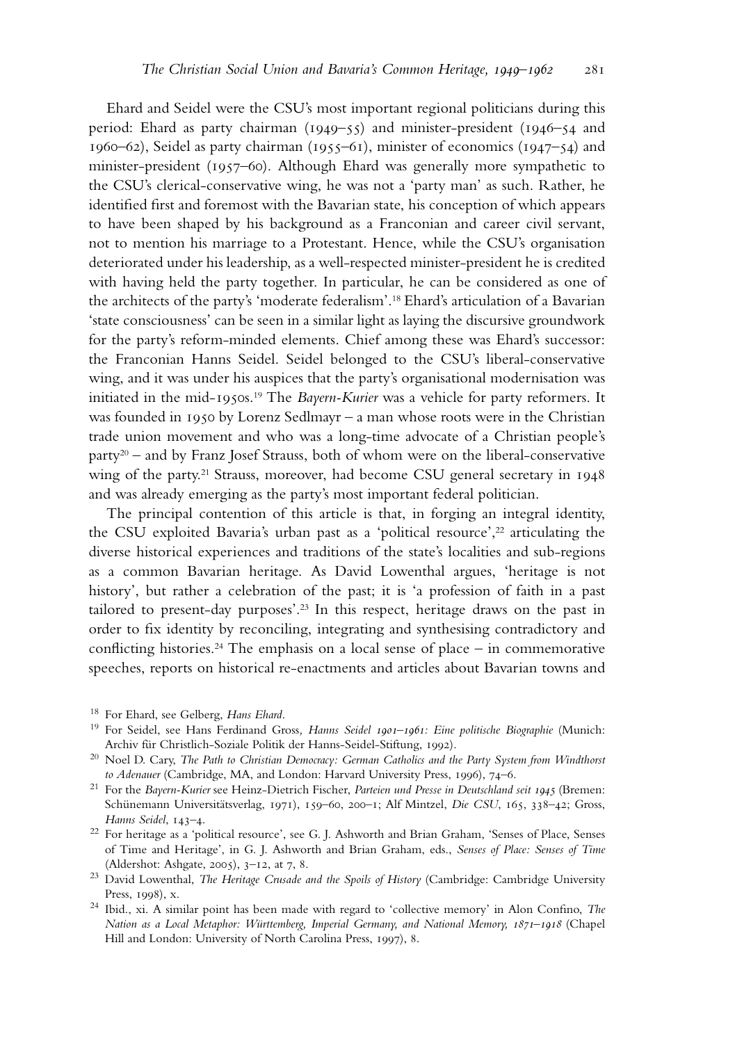Ehard and Seidel were the CSU's most important regional politicians during this period: Ehard as party chairman (1949–55) and minister-president (1946–54 and 1960–62), Seidel as party chairman (1955–61), minister of economics (1947–54) and minister-president (1957–60). Although Ehard was generally more sympathetic to the CSU's clerical-conservative wing, he was not a 'party man' as such. Rather, he identified first and foremost with the Bavarian state, his conception of which appears to have been shaped by his background as a Franconian and career civil servant, not to mention his marriage to a Protestant. Hence, while the CSU's organisation deteriorated under his leadership, as a well-respected minister-president he is credited with having held the party together. In particular, he can be considered as one of the architects of the party's 'moderate federalism'.[18] Ehard's articulation of a Bavarian 'state consciousness' can be seen in a similar light as laying the discursive groundwork for the party's reform-minded elements. Chief among these was Ehard's successor: the Franconian Hanns Seidel. Seidel belonged to the CSU's liberal-conservative wing, and it was under his auspices that the party's organisational modernisation was initiated in the mid-1950s.[19] The *Bayern-Kurier* was a vehicle for party reformers. It was founded in 1950 by Lorenz Sedlmayr – a man whose roots were in the Christian trade union movement and who was a long-time advocate of a Christian people's party[20] – and by Franz Josef Strauss, both of whom were on the liberal-conservative wing of the party.[21] Strauss, moreover, had become CSU general secretary in 1948 and was already emerging as the party's most important federal politician.

The principal contention of this article is that, in forging an integral identity, the CSU exploited Bavaria's urban past as a 'political resource',[22] articulating the diverse historical experiences and traditions of the state's localities and sub-regions as a common Bavarian heritage. As David Lowenthal argues, 'heritage is not history', but rather a celebration of the past; it is 'a profession of faith in a past tailored to present-day purposes'.[23] In this respect, heritage draws on the past in order to fix identity by reconciling, integrating and synthesising contradictory and conflicting histories.[24] The emphasis on a local sense of place – in commemorative speeches, reports on historical re-enactments and articles about Bavarian towns and

[18] For Ehard, see Gelberg, *Hans Ehard*.

[19] For Seidel, see Hans Ferdinand Gross*, Hanns Seidel 1901–1961: Eine politische Biographie* (Munich: Archiv für Christlich-Soziale Politik der Hanns-Seidel-Stiftung, 1992).

[20] Noel D. Cary, *The Path to Christian Democracy: German Catholics and the Party System from Windthorst to Adenauer* (Cambridge, MA, and London: Harvard University Press, 1996), 74–6.

[21] For the *Bayern-Kurier* see Heinz-Dietrich Fischer, *Parteien und Presse in Deutschland seit 1945* (Bremen: Schünemann Universitätsverlag, 1971), 159–60, 200–1; Alf Mintzel, *Die CSU*, 165, 338–42; Gross, *Hanns Seidel*, 143–4.

[22] For heritage as a 'political resource', see G. J. Ashworth and Brian Graham, 'Senses of Place, Senses of Time and Heritage', in G. J. Ashworth and Brian Graham, eds., *Senses of Place: Senses of Time* (Aldershot: Ashgate, 2005), 3–12, at 7, 8.

[23] David Lowenthal, *The Heritage Crusade and the Spoils of History* (Cambridge: Cambridge University Press, 1998), x.

[24] Ibid., xi. A similar point has been made with regard to 'collective memory' in Alon Confino, *The Nation as a Local Metaphor: Württemberg, Imperial Germany, and National Memory, 1871–1918* (Chapel Hill and London: University of North Carolina Press, 1997), 8.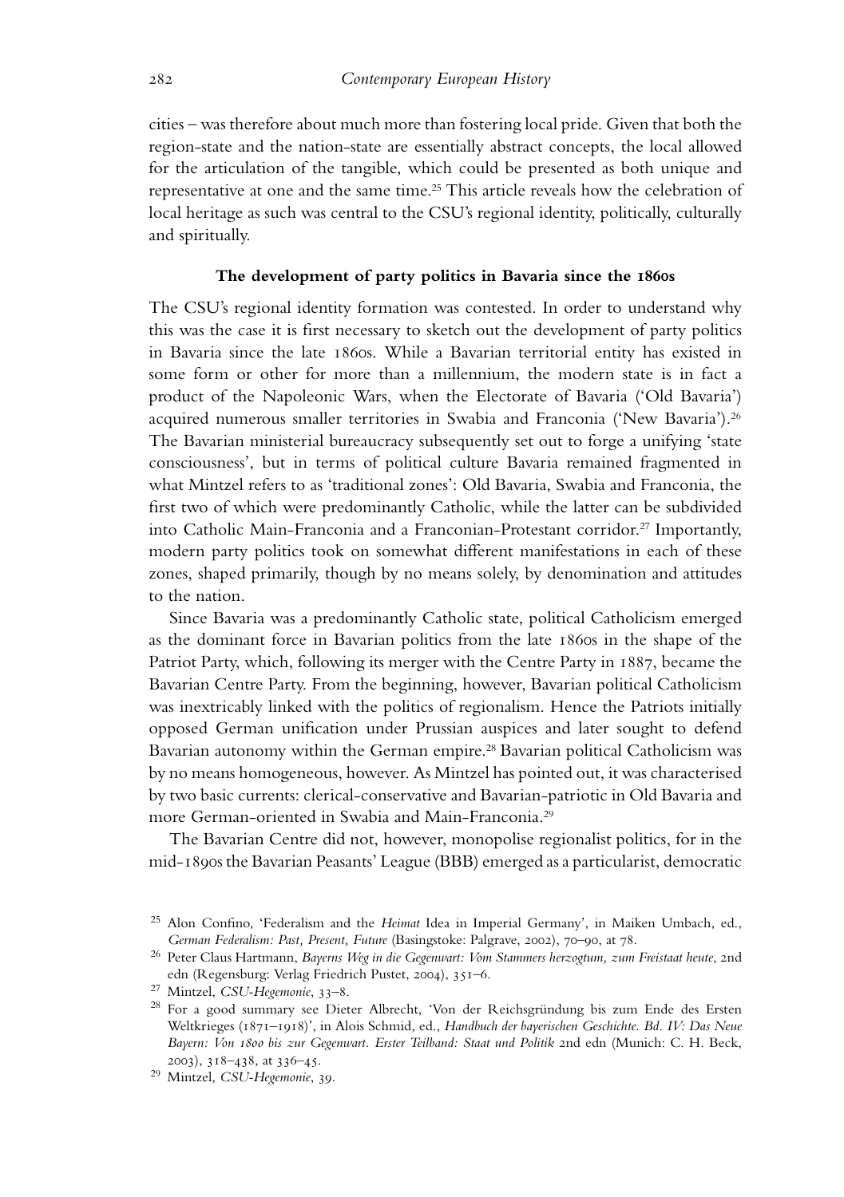cities – was therefore about much more than fostering local pride. Given that both the region-state and the nation-state are essentially abstract concepts, the local allowed for the articulation of the tangible, which could be presented as both unique and representative at one and the same time.[25] This article reveals how the celebration of local heritage as such was central to the CSU's regional identity, politically, culturally and spiritually.

## The development of party politics in Bavaria since the 1860s

The CSU's regional identity formation was contested. In order to understand why this was the case it is first necessary to sketch out the development of party politics in Bavaria since the late 1860s. While a Bavarian territorial entity has existed in some form or other for more than a millennium, the modern state is in fact a product of the Napoleonic Wars, when the Electorate of Bavaria ('Old Bavaria') acquired numerous smaller territories in Swabia and Franconia ('New Bavaria').[26] The Bavarian ministerial bureaucracy subsequently set out to forge a unifying 'state consciousness', but in terms of political culture Bavaria remained fragmented in what Mintzel refers to as 'traditional zones': Old Bavaria, Swabia and Franconia, the first two of which were predominantly Catholic, while the latter can be subdivided into Catholic Main-Franconia and a Franconian-Protestant corridor.[27] Importantly, modern party politics took on somewhat different manifestations in each of these zones, shaped primarily, though by no means solely, by denomination and attitudes to the nation.

Since Bavaria was a predominantly Catholic state, political Catholicism emerged as the dominant force in Bavarian politics from the late 1860s in the shape of the Patriot Party, which, following its merger with the Centre Party in 1887, became the Bavarian Centre Party. From the beginning, however, Bavarian political Catholicism was inextricably linked with the politics of regionalism. Hence the Patriots initially opposed German unification under Prussian auspices and later sought to defend Bavarian autonomy within the German empire.[28] Bavarian political Catholicism was by no means homogeneous, however. As Mintzel has pointed out, it was characterised by two basic currents: clerical-conservative and Bavarian-patriotic in Old Bavaria and more German-oriented in Swabia and Main-Franconia.[29]

The Bavarian Centre did not, however, monopolise regionalist politics, for in the mid-1890s the Bavarian Peasants' League (BBB) emerged as a particularist, democratic

[25] Alon Confino, 'Federalism and the *Heimat* Idea in Imperial Germany', in Maiken Umbach, ed., *German Federalism: Past, Present, Future* (Basingstoke: Palgrave, 2002), 70–90, at 78.

[26] Peter Claus Hartmann, *Bayerns Weg in die Gegenwart: Vom Stammers herzogtum, zum Freistaat heute*, 2nd edn (Regensburg: Verlag Friedrich Pustet, 2004), 351–6.

[27] Mintzel, *CSU-Hegemonie*, 33–8.

[28] For a good summary see Dieter Albrecht, 'Von der Reichsgründung bis zum Ende des Ersten Weltkrieges (1871–1918)', in Alois Schmid, ed., *Handbuch der bayerischen Geschichte. Bd. IV: Das Neue Bayern: Von 1800 bis zur Gegenwart. Erster Teilband: Staat und Politik* 2nd edn (Munich: C. H. Beck, 2003), 318–438, at 336–45.

[29] Mintzel, *CSU-Hegemonie*, 39.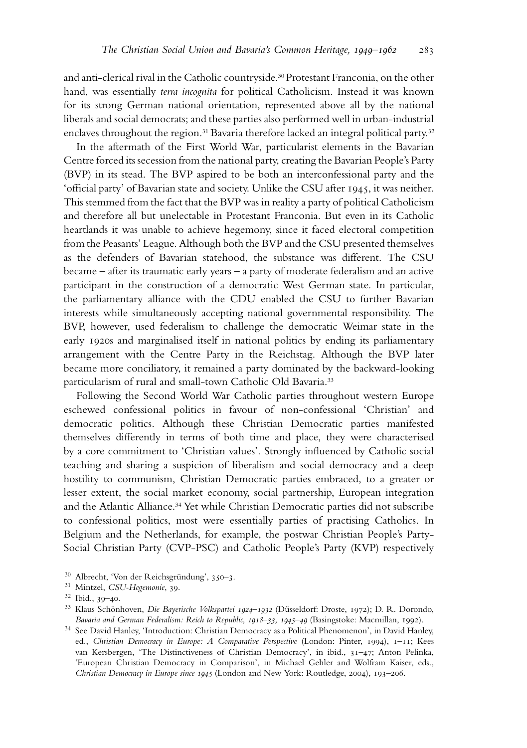and anti-clerical rival in the Catholic countryside.[30] Protestant Franconia, on the other hand, was essentially *terra incognita* for political Catholicism. Instead it was known for its strong German national orientation, represented above all by the national liberals and social democrats; and these parties also performed well in urban-industrial enclaves throughout the region.[31] Bavaria therefore lacked an integral political party.[32]

In the aftermath of the First World War, particularist elements in the Bavarian Centre forced its secession from the national party, creating the Bavarian People's Party (BVP) in its stead. The BVP aspired to be both an interconfessional party and the 'official party' of Bavarian state and society. Unlike the CSU after 1945, it was neither. This stemmed from the fact that the BVP was in reality a party of political Catholicism and therefore all but unelectable in Protestant Franconia. But even in its Catholic heartlands it was unable to achieve hegemony, since it faced electoral competition from the Peasants' League. Although both the BVP and the CSU presented themselves as the defenders of Bavarian statehood, the substance was different. The CSU became – after its traumatic early years – a party of moderate federalism and an active participant in the construction of a democratic West German state. In particular, the parliamentary alliance with the CDU enabled the CSU to further Bavarian interests while simultaneously accepting national governmental responsibility. The BVP, however, used federalism to challenge the democratic Weimar state in the early 1920s and marginalised itself in national politics by ending its parliamentary arrangement with the Centre Party in the Reichstag. Although the BVP later became more conciliatory, it remained a party dominated by the backward-looking particularism of rural and small-town Catholic Old Bavaria.[33]

Following the Second World War Catholic parties throughout western Europe eschewed confessional politics in favour of non-confessional 'Christian' and democratic politics. Although these Christian Democratic parties manifested themselves differently in terms of both time and place, they were characterised by a core commitment to 'Christian values'. Strongly influenced by Catholic social teaching and sharing a suspicion of liberalism and social democracy and a deep hostility to communism, Christian Democratic parties embraced, to a greater or lesser extent, the social market economy, social partnership, European integration and the Atlantic Alliance.[34] Yet while Christian Democratic parties did not subscribe to confessional politics, most were essentially parties of practising Catholics. In Belgium and the Netherlands, for example, the postwar Christian People's Party-Social Christian Party (CVP-PSC) and Catholic People's Party (KVP) respectively

[30] Albrecht, 'Von der Reichsgründung', 350–3.

[31] Mintzel, *CSU-Hegemonie*, 39.

[32] Ibid., 39–40.

[33] Klaus Schönhoven, *Die Bayerische Volkspartei 1924–1932* (Düsseldorf: Droste, 1972); D. R. Dorondo, *Bavaria and German Federalism: Reich to Republic, 1918–33, 1945–49* (Basingstoke: Macmillan, 1992).

[34] See David Hanley, 'Introduction: Christian Democracy as a Political Phenomenon', in David Hanley, ed., *Christian Democracy in Europe: A Comparative Perspective* (London: Pinter, 1994), 1–11; Kees van Kersbergen, 'The Distinctiveness of Christian Democracy', in ibid., 31–47; Anton Pelinka, 'European Christian Democracy in Comparison', in Michael Gehler and Wolfram Kaiser, eds., *Christian Democracy in Europe since 1945* (London and New York: Routledge, 2004), 193–206.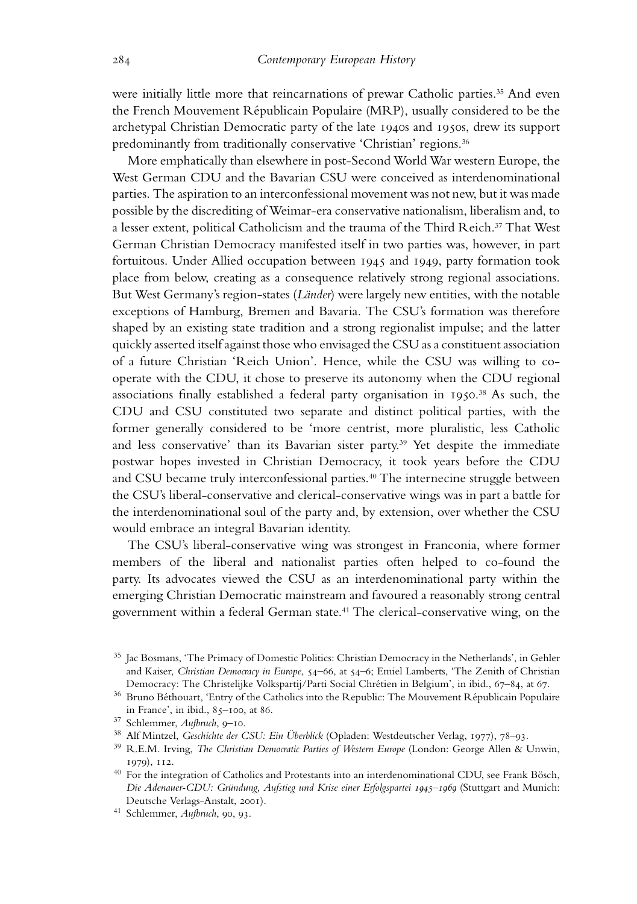were initially little more that reincarnations of prewar Catholic parties.[35] And even the French Mouvement Républicain Populaire (MRP), usually considered to be the archetypal Christian Democratic party of the late 1940s and 1950s, drew its support predominantly from traditionally conservative 'Christian' regions.[36]

More emphatically than elsewhere in post-Second World War western Europe, the West German CDU and the Bavarian CSU were conceived as interdenominational parties. The aspiration to an interconfessional movement was not new, but it was made possible by the discrediting of Weimar-era conservative nationalism, liberalism and, to a lesser extent, political Catholicism and the trauma of the Third Reich.[37] That West German Christian Democracy manifested itself in two parties was, however, in part fortuitous. Under Allied occupation between 1945 and 1949, party formation took place from below, creating as a consequence relatively strong regional associations. But West Germany's region-states (*Länder*) were largely new entities, with the notable exceptions of Hamburg, Bremen and Bavaria. The CSU's formation was therefore shaped by an existing state tradition and a strong regionalist impulse; and the latter quickly asserted itself against those who envisaged the CSU as a constituent association of a future Christian 'Reich Union'. Hence, while the CSU was willing to co-operate with the CDU, it chose to preserve its autonomy when the CDU regional associations finally established a federal party organisation in 1950.[38] As such, the CDU and CSU constituted two separate and distinct political parties, with the former generally considered to be 'more centrist, more pluralistic, less Catholic and less conservative' than its Bavarian sister party.[39] Yet despite the immediate postwar hopes invested in Christian Democracy, it took years before the CDU and CSU became truly interconfessional parties.[40] The internecine struggle between the CSU's liberal-conservative and clerical-conservative wings was in part a battle for the interdenominational soul of the party and, by extension, over whether the CSU would embrace an integral Bavarian identity.

The CSU's liberal-conservative wing was strongest in Franconia, where former members of the liberal and nationalist parties often helped to co-found the party. Its advocates viewed the CSU as an interdenominational party within the emerging Christian Democratic mainstream and favoured a reasonably strong central government within a federal German state.[41] The clerical-conservative wing, on the

[35] Jac Bosmans, 'The Primacy of Domestic Politics: Christian Democracy in the Netherlands', in Gehler and Kaiser, *Christian Democracy in Europe*, 54–66, at 54–6; Emiel Lamberts, 'The Zenith of Christian Democracy: The Christelijke Volkspartij/Parti Social Chrétien in Belgium', in ibid., 67–84, at 67.

[36] Bruno Béthouart, 'Entry of the Catholics into the Republic: The Mouvement Républicain Populaire in France', in ibid., 85–100, at 86.

[37] Schlemmer, *Aufbruch*, 9–10.

[38] Alf Mintzel, *Geschichte der CSU: Ein Überblick* (Opladen: Westdeutscher Verlag, 1977), 78–93.

[39] R.E.M. Irving, *The Christian Democratic Parties of Western Europe* (London: George Allen & Unwin, 1979), 112.

[40] For the integration of Catholics and Protestants into an interdenominational CDU, see Frank Bösch, *Die Adenauer-CDU: Gründung, Aufstieg und Krise einer Erfolgspartei 1945–1969* (Stuttgart and Munich: Deutsche Verlags-Anstalt, 2001).

[41] Schlemmer, *Aufbruch*, 90, 93.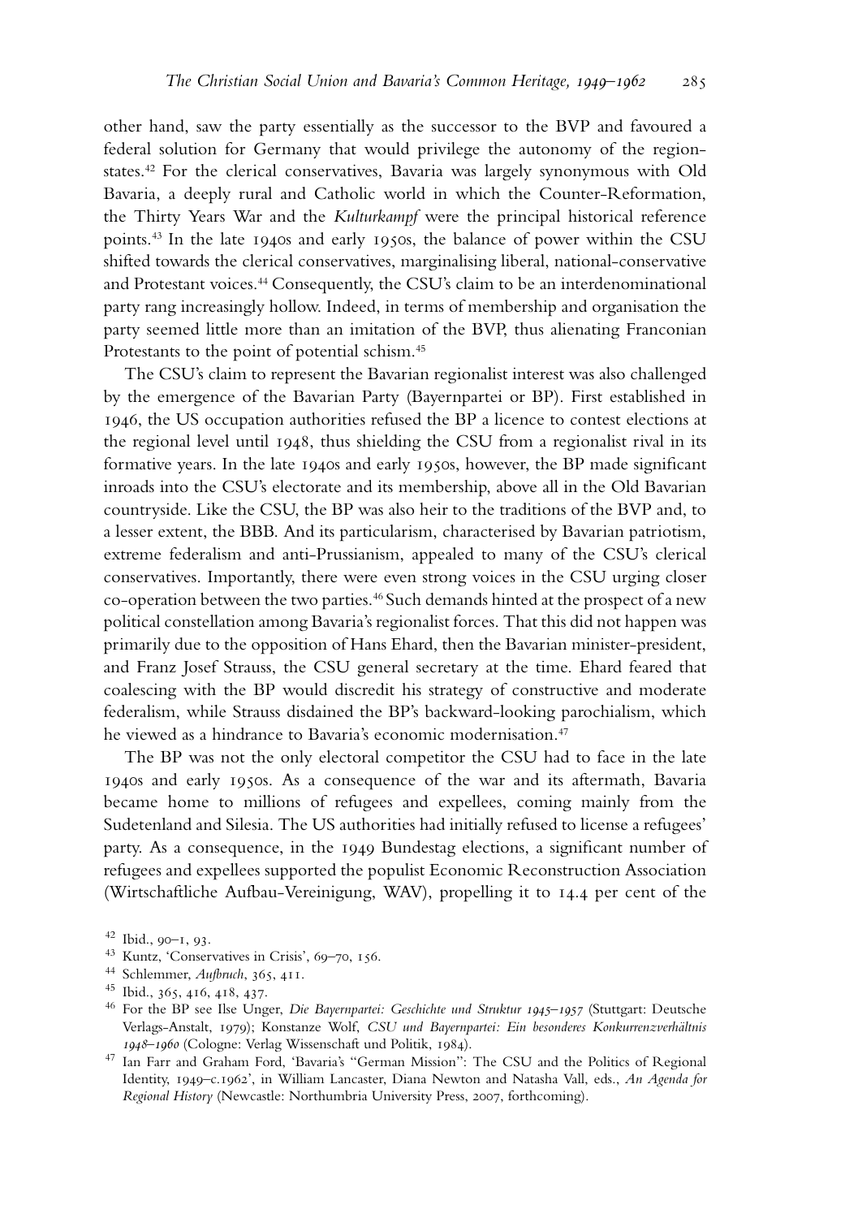other hand, saw the party essentially as the successor to the BVP and favoured a federal solution for Germany that would privilege the autonomy of the region-states.[42] For the clerical conservatives, Bavaria was largely synonymous with Old Bavaria, a deeply rural and Catholic world in which the Counter-Reformation, the Thirty Years War and the *Kulturkampf* were the principal historical reference points.[43] In the late 1940s and early 1950s, the balance of power within the CSU shifted towards the clerical conservatives, marginalising liberal, national-conservative and Protestant voices.[44] Consequently, the CSU's claim to be an interdenominational party rang increasingly hollow. Indeed, in terms of membership and organisation the party seemed little more than an imitation of the BVP, thus alienating Franconian Protestants to the point of potential schism.[45]

The CSU's claim to represent the Bavarian regionalist interest was also challenged by the emergence of the Bavarian Party (Bayernpartei or BP). First established in 1946, the US occupation authorities refused the BP a licence to contest elections at the regional level until 1948, thus shielding the CSU from a regionalist rival in its formative years. In the late 1940s and early 1950s, however, the BP made significant inroads into the CSU's electorate and its membership, above all in the Old Bavarian countryside. Like the CSU, the BP was also heir to the traditions of the BVP and, to a lesser extent, the BBB. And its particularism, characterised by Bavarian patriotism, extreme federalism and anti-Prussianism, appealed to many of the CSU's clerical conservatives. Importantly, there were even strong voices in the CSU urging closer co-operation between the two parties.[46] Such demands hinted at the prospect of a new political constellation among Bavaria's regionalist forces. That this did not happen was primarily due to the opposition of Hans Ehard, then the Bavarian minister-president, and Franz Josef Strauss, the CSU general secretary at the time. Ehard feared that coalescing with the BP would discredit his strategy of constructive and moderate federalism, while Strauss disdained the BP's backward-looking parochialism, which he viewed as a hindrance to Bavaria's economic modernisation.[47]

The BP was not the only electoral competitor the CSU had to face in the late 1940s and early 1950s. As a consequence of the war and its aftermath, Bavaria became home to millions of refugees and expellees, coming mainly from the Sudetenland and Silesia. The US authorities had initially refused to license a refugees' party. As a consequence, in the 1949 Bundestag elections, a significant number of refugees and expellees supported the populist Economic Reconstruction Association (Wirtschaftliche Aufbau-Vereinigung, WAV), propelling it to 14.4 per cent of the

[42] Ibid., 90–1, 93.

[43] Kuntz, 'Conservatives in Crisis', 69–70, 156.

[44] Schlemmer, *Aufbruch*, 365, 411.

[45] Ibid., 365, 416, 418, 437.

[46] For the BP see Ilse Unger, *Die Bayernpartei: Geschichte und Struktur 1945–1957* (Stuttgart: Deutsche Verlags-Anstalt, 1979); Konstanze Wolf, *CSU und Bayernpartei: Ein besonderes Konkurrenzverhältnis 1948–1960* (Cologne: Verlag Wissenschaft und Politik, 1984).

[47] Ian Farr and Graham Ford, 'Bavaria's "German Mission": The CSU and the Politics of Regional Identity, 1949–c.1962', in William Lancaster, Diana Newton and Natasha Vall, eds., *An Agenda for Regional History* (Newcastle: Northumbria University Press, 2007, forthcoming).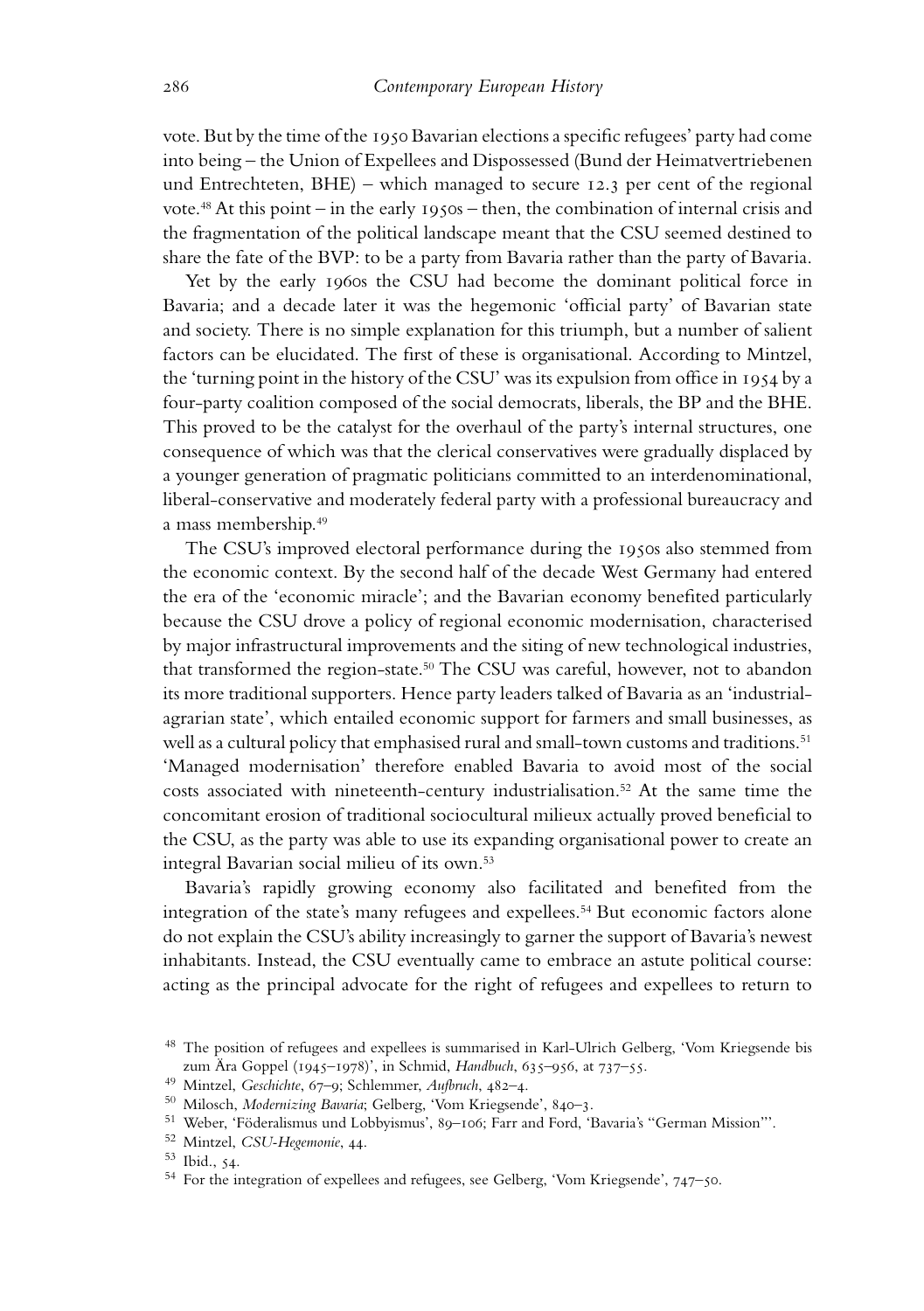vote. But by the time of the 1950 Bavarian elections a specific refugees' party had come into being – the Union of Expellees and Dispossessed (Bund der Heimatvertriebenen und Entrechteten, BHE) – which managed to secure 12.3 per cent of the regional vote.[48] At this point – in the early 1950s – then, the combination of internal crisis and the fragmentation of the political landscape meant that the CSU seemed destined to share the fate of the BVP: to be a party from Bavaria rather than the party of Bavaria.

Yet by the early 1960s the CSU had become the dominant political force in Bavaria; and a decade later it was the hegemonic 'official party' of Bavarian state and society. There is no simple explanation for this triumph, but a number of salient factors can be elucidated. The first of these is organisational. According to Mintzel, the 'turning point in the history of the CSU' was its expulsion from office in 1954 by a four-party coalition composed of the social democrats, liberals, the BP and the BHE. This proved to be the catalyst for the overhaul of the party's internal structures, one consequence of which was that the clerical conservatives were gradually displaced by a younger generation of pragmatic politicians committed to an interdenominational, liberal-conservative and moderately federal party with a professional bureaucracy and a mass membership.[49]

The CSU's improved electoral performance during the 1950s also stemmed from the economic context. By the second half of the decade West Germany had entered the era of the 'economic miracle'; and the Bavarian economy benefited particularly because the CSU drove a policy of regional economic modernisation, characterised by major infrastructural improvements and the siting of new technological industries, that transformed the region-state.[50] The CSU was careful, however, not to abandon its more traditional supporters. Hence party leaders talked of Bavaria as an 'industrial-agrarian state', which entailed economic support for farmers and small businesses, as well as a cultural policy that emphasised rural and small-town customs and traditions.[51] 'Managed modernisation' therefore enabled Bavaria to avoid most of the social costs associated with nineteenth-century industrialisation.[52] At the same time the concomitant erosion of traditional sociocultural milieux actually proved beneficial to the CSU, as the party was able to use its expanding organisational power to create an integral Bavarian social milieu of its own.[53]

Bavaria's rapidly growing economy also facilitated and benefited from the integration of the state's many refugees and expellees.[54] But economic factors alone do not explain the CSU's ability increasingly to garner the support of Bavaria's newest inhabitants. Instead, the CSU eventually came to embrace an astute political course: acting as the principal advocate for the right of refugees and expellees to return to

---

[48] The position of refugees and expellees is summarised in Karl-Ulrich Gelberg, 'Vom Kriegsende bis zum Ära Goppel (1945–1978)', in Schmid, *Handbuch*, 635–956, at 737–55.

[49] Mintzel, *Geschichte*, 67–9; Schlemmer, *Aufbruch*, 482–4.

[50] Milosch, *Modernizing Bavaria*; Gelberg, 'Vom Kriegsende', 840–3.

[51] Weber, 'Föderalismus und Lobbyismus', 89–106; Farr and Ford, 'Bavaria's "German Mission"'.

[52] Mintzel, *CSU-Hegemonie*, 44.

[53] Ibid., 54.

[54] For the integration of expellees and refugees, see Gelberg, 'Vom Kriegsende', 747–50.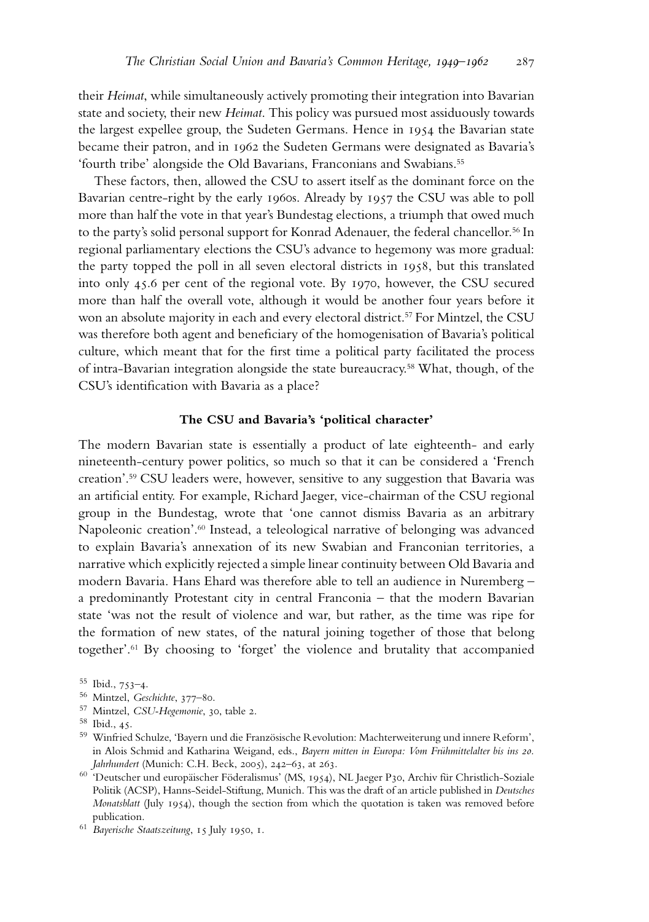their *Heimat*, while simultaneously actively promoting their integration into Bavarian state and society, their new *Heimat*. This policy was pursued most assiduously towards the largest expellee group, the Sudeten Germans. Hence in 1954 the Bavarian state became their patron, and in 1962 the Sudeten Germans were designated as Bavaria's 'fourth tribe' alongside the Old Bavarians, Franconians and Swabians.[55]

These factors, then, allowed the CSU to assert itself as the dominant force on the Bavarian centre-right by the early 1960s. Already by 1957 the CSU was able to poll more than half the vote in that year's Bundestag elections, a triumph that owed much to the party's solid personal support for Konrad Adenauer, the federal chancellor.[56] In regional parliamentary elections the CSU's advance to hegemony was more gradual: the party topped the poll in all seven electoral districts in 1958, but this translated into only 45.6 per cent of the regional vote. By 1970, however, the CSU secured more than half the overall vote, although it would be another four years before it won an absolute majority in each and every electoral district.[57] For Mintzel, the CSU was therefore both agent and beneficiary of the homogenisation of Bavaria's political culture, which meant that for the first time a political party facilitated the process of intra-Bavarian integration alongside the state bureaucracy.[58] What, though, of the CSU's identification with Bavaria as a place?

### The CSU and Bavaria's 'political character'

The modern Bavarian state is essentially a product of late eighteenth- and early nineteenth-century power politics, so much so that it can be considered a 'French creation'.[59] CSU leaders were, however, sensitive to any suggestion that Bavaria was an artificial entity. For example, Richard Jaeger, vice-chairman of the CSU regional group in the Bundestag, wrote that 'one cannot dismiss Bavaria as an arbitrary Napoleonic creation'.[60] Instead, a teleological narrative of belonging was advanced to explain Bavaria's annexation of its new Swabian and Franconian territories, a narrative which explicitly rejected a simple linear continuity between Old Bavaria and modern Bavaria. Hans Ehard was therefore able to tell an audience in Nuremberg – a predominantly Protestant city in central Franconia – that the modern Bavarian state 'was not the result of violence and war, but rather, as the time was ripe for the formation of new states, of the natural joining together of those that belong together'.[61] By choosing to 'forget' the violence and brutality that accompanied

---

[55] Ibid., 753–4.

[56] Mintzel, *Geschichte*, 377–80.

[57] Mintzel, *CSU-Hegemonie*, 30, table 2.

[58] Ibid., 45.

[59] Winfried Schulze, 'Bayern und die Französische Revolution: Machterweiterung und innere Reform', in Alois Schmid and Katharina Weigand, eds., *Bayern mitten in Europa: Vom Frühmittelalter bis ins 20. Jahrhundert* (Munich: C.H. Beck, 2005), 242–63, at 263.

[60] 'Deutscher und europäischer Föderalismus' (MS, 1954), NL Jaeger P30, Archiv für Christlich-Soziale Politik (ACSP), Hanns-Seidel-Stiftung, Munich. This was the draft of an article published in *Deutsches Monatsblatt* (July 1954), though the section from which the quotation is taken was removed before publication.

[61] *Bayerische Staatszeitung*, 15 July 1950, 1.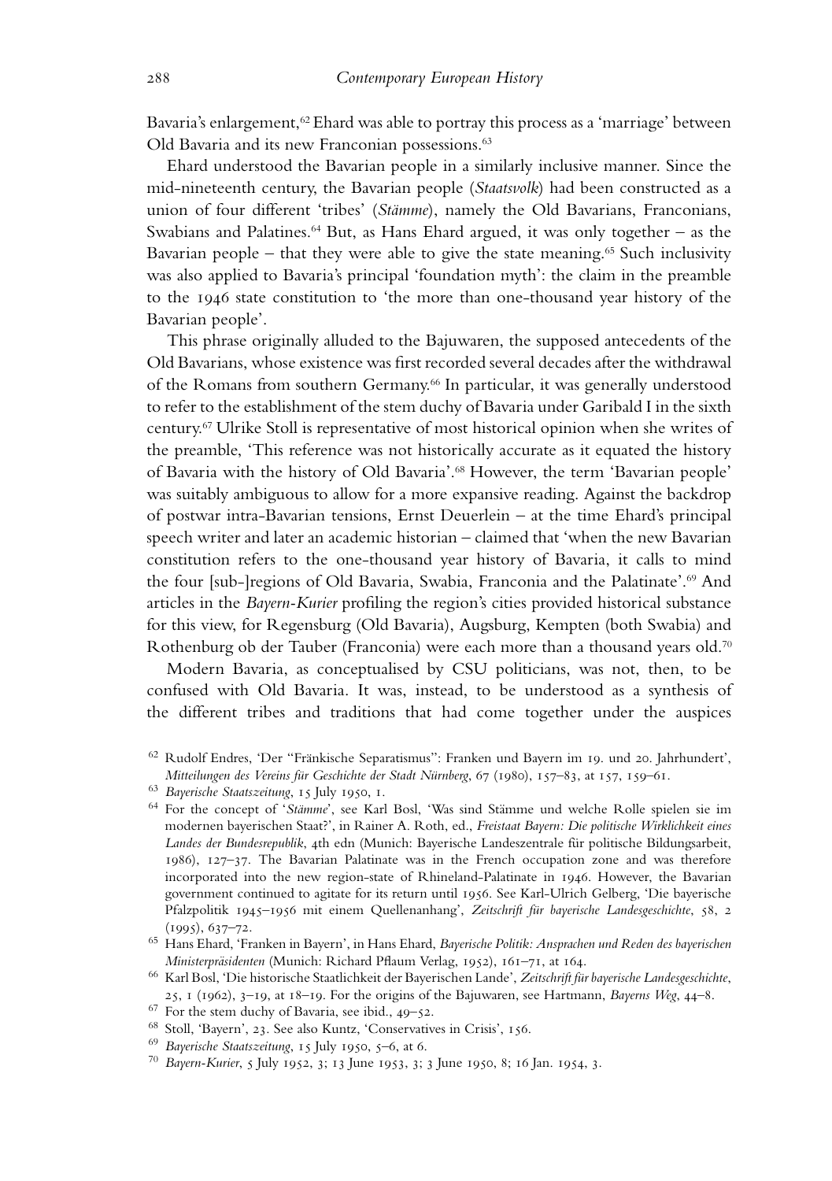Bavaria's enlargement,[62] Ehard was able to portray this process as a 'marriage' between Old Bavaria and its new Franconian possessions.[63]

Ehard understood the Bavarian people in a similarly inclusive manner. Since the mid-nineteenth century, the Bavarian people (*Staatsvolk*) had been constructed as a union of four different 'tribes' (*Stämme*), namely the Old Bavarians, Franconians, Swabians and Palatines.[64] But, as Hans Ehard argued, it was only together – as the Bavarian people – that they were able to give the state meaning.[65] Such inclusivity was also applied to Bavaria's principal 'foundation myth': the claim in the preamble to the 1946 state constitution to 'the more than one-thousand year history of the Bavarian people'.

This phrase originally alluded to the Bajuwaren, the supposed antecedents of the Old Bavarians, whose existence was first recorded several decades after the withdrawal of the Romans from southern Germany.[66] In particular, it was generally understood to refer to the establishment of the stem duchy of Bavaria under Garibald I in the sixth century.[67] Ulrike Stoll is representative of most historical opinion when she writes of the preamble, 'This reference was not historically accurate as it equated the history of Bavaria with the history of Old Bavaria'.[68] However, the term 'Bavarian people' was suitably ambiguous to allow for a more expansive reading. Against the backdrop of postwar intra-Bavarian tensions, Ernst Deuerlein – at the time Ehard's principal speech writer and later an academic historian – claimed that 'when the new Bavarian constitution refers to the one-thousand year history of Bavaria, it calls to mind the four [sub-]regions of Old Bavaria, Swabia, Franconia and the Palatinate'.[69] And articles in the *Bayern-Kurier* profiling the region's cities provided historical substance for this view, for Regensburg (Old Bavaria), Augsburg, Kempten (both Swabia) and Rothenburg ob der Tauber (Franconia) were each more than a thousand years old.[70]

Modern Bavaria, as conceptualised by CSU politicians, was not, then, to be confused with Old Bavaria. It was, instead, to be understood as a synthesis of the different tribes and traditions that had come together under the auspices

[62] Rudolf Endres, 'Der "Fränkische Separatismus": Franken und Bayern im 19. und 20. Jahrhundert', *Mitteilungen des Vereins für Geschichte der Stadt Nürnberg*, 67 (1980), 157–83, at 157, 159–61.

[63] *Bayerische Staatszeitung*, 15 July 1950, 1.

[64] For the concept of '*Stämme*', see Karl Bosl, 'Was sind Stämme und welche Rolle spielen sie im modernen bayerischen Staat?', in Rainer A. Roth, ed., *Freistaat Bayern: Die politische Wirklichkeit eines Landes der Bundesrepublik*, 4th edn (Munich: Bayerische Landeszentrale für politische Bildungsarbeit, 1986), 127–37. The Bavarian Palatinate was in the French occupation zone and was therefore incorporated into the new region-state of Rhineland-Palatinate in 1946. However, the Bavarian government continued to agitate for its return until 1956. See Karl-Ulrich Gelberg, 'Die bayerische Pfalzpolitik 1945–1956 mit einem Quellenanhang', *Zeitschrift für bayerische Landesgeschichte*, 58, 2 (1995), 637–72.

[65] Hans Ehard, 'Franken in Bayern', in Hans Ehard, *Bayerische Politik: Ansprachen und Reden des bayerischen Ministerpräsidenten* (Munich: Richard Pflaum Verlag, 1952), 161–71, at 164.

[66] Karl Bosl, 'Die historische Staatlichkeit der Bayerischen Lande', *Zeitschrift für bayerische Landesgeschichte*, 25, 1 (1962), 3–19, at 18–19. For the origins of the Bajuwaren, see Hartmann, *Bayerns Weg*, 44–8.

[67] For the stem duchy of Bavaria, see ibid., 49–52.

[68] Stoll, 'Bayern', 23. See also Kuntz, 'Conservatives in Crisis', 156.

[69] *Bayerische Staatszeitung*, 15 July 1950, 5–6, at 6.

[70] *Bayern-Kurier*, 5 July 1952, 3; 13 June 1953, 3; 3 June 1950, 8; 16 Jan. 1954, 3.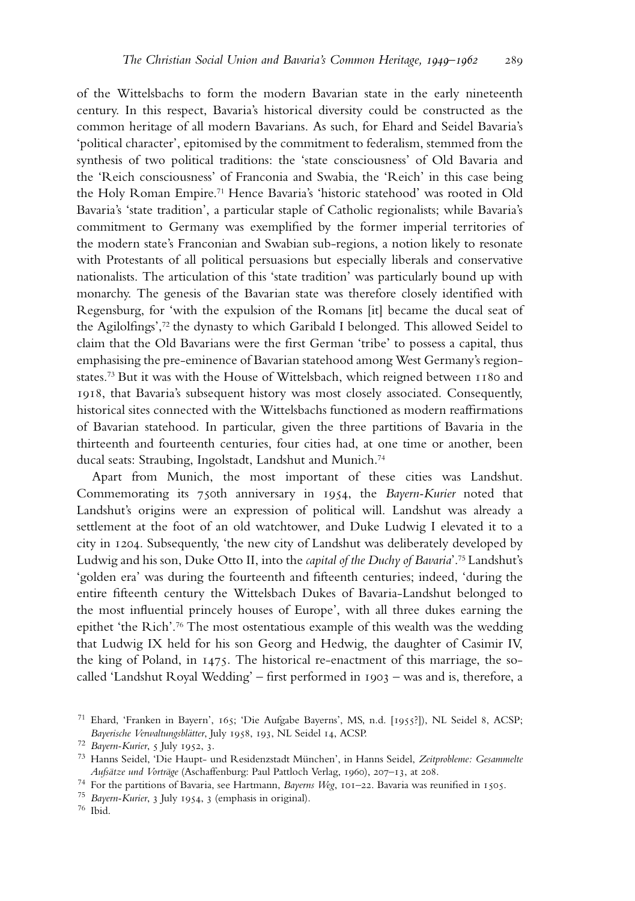of the Wittelsbachs to form the modern Bavarian state in the early nineteenth century. In this respect, Bavaria's historical diversity could be constructed as the common heritage of all modern Bavarians. As such, for Ehard and Seidel Bavaria's 'political character', epitomised by the commitment to federalism, stemmed from the synthesis of two political traditions: the 'state consciousness' of Old Bavaria and the 'Reich consciousness' of Franconia and Swabia, the 'Reich' in this case being the Holy Roman Empire.[71] Hence Bavaria's 'historic statehood' was rooted in Old Bavaria's 'state tradition', a particular staple of Catholic regionalists; while Bavaria's commitment to Germany was exemplified by the former imperial territories of the modern state's Franconian and Swabian sub-regions, a notion likely to resonate with Protestants of all political persuasions but especially liberals and conservative nationalists. The articulation of this 'state tradition' was particularly bound up with monarchy. The genesis of the Bavarian state was therefore closely identified with Regensburg, for 'with the expulsion of the Romans [it] became the ducal seat of the Agilolfings',[72] the dynasty to which Garibald I belonged. This allowed Seidel to claim that the Old Bavarians were the first German 'tribe' to possess a capital, thus emphasising the pre-eminence of Bavarian statehood among West Germany's region-states.[73] But it was with the House of Wittelsbach, which reigned between 1180 and 1918, that Bavaria's subsequent history was most closely associated. Consequently, historical sites connected with the Wittelsbachs functioned as modern reaffirmations of Bavarian statehood. In particular, given the three partitions of Bavaria in the thirteenth and fourteenth centuries, four cities had, at one time or another, been ducal seats: Straubing, Ingolstadt, Landshut and Munich.[74]

Apart from Munich, the most important of these cities was Landshut. Commemorating its 750th anniversary in 1954, the *Bayern-Kurier* noted that Landshut's origins were an expression of political will. Landshut was already a settlement at the foot of an old watchtower, and Duke Ludwig I elevated it to a city in 1204. Subsequently, 'the new city of Landshut was deliberately developed by Ludwig and his son, Duke Otto II, into the *capital of the Duchy of Bavaria*'.[75] Landshut's 'golden era' was during the fourteenth and fifteenth centuries; indeed, 'during the entire fifteenth century the Wittelsbach Dukes of Bavaria-Landshut belonged to the most influential princely houses of Europe', with all three dukes earning the epithet 'the Rich'.[76] The most ostentatious example of this wealth was the wedding that Ludwig IX held for his son Georg and Hedwig, the daughter of Casimir IV, the king of Poland, in 1475. The historical re-enactment of this marriage, the so-called 'Landshut Royal Wedding' – first performed in 1903 – was and is, therefore, a

[71] Ehard, 'Franken in Bayern', 165; 'Die Aufgabe Bayerns', MS, n.d. [1955?]), NL Seidel 8, ACSP; *Bayerische Verwaltungsblätter*, July 1958, 193, NL Seidel 14, ACSP.

[72] *Bayern-Kurier*, 5 July 1952, 3.

[73] Hanns Seidel, 'Die Haupt- und Residenzstadt München', in Hanns Seidel, *Zeitprobleme: Gesammelte Aufsätze und Vorträge* (Aschaffenburg: Paul Pattloch Verlag, 1960), 207–13, at 208.

[74] For the partitions of Bavaria, see Hartmann, *Bayerns Weg*, 101–22. Bavaria was reunified in 1505.

[75] *Bayern-Kurier*, 3 July 1954, 3 (emphasis in original).

[76] Ibid.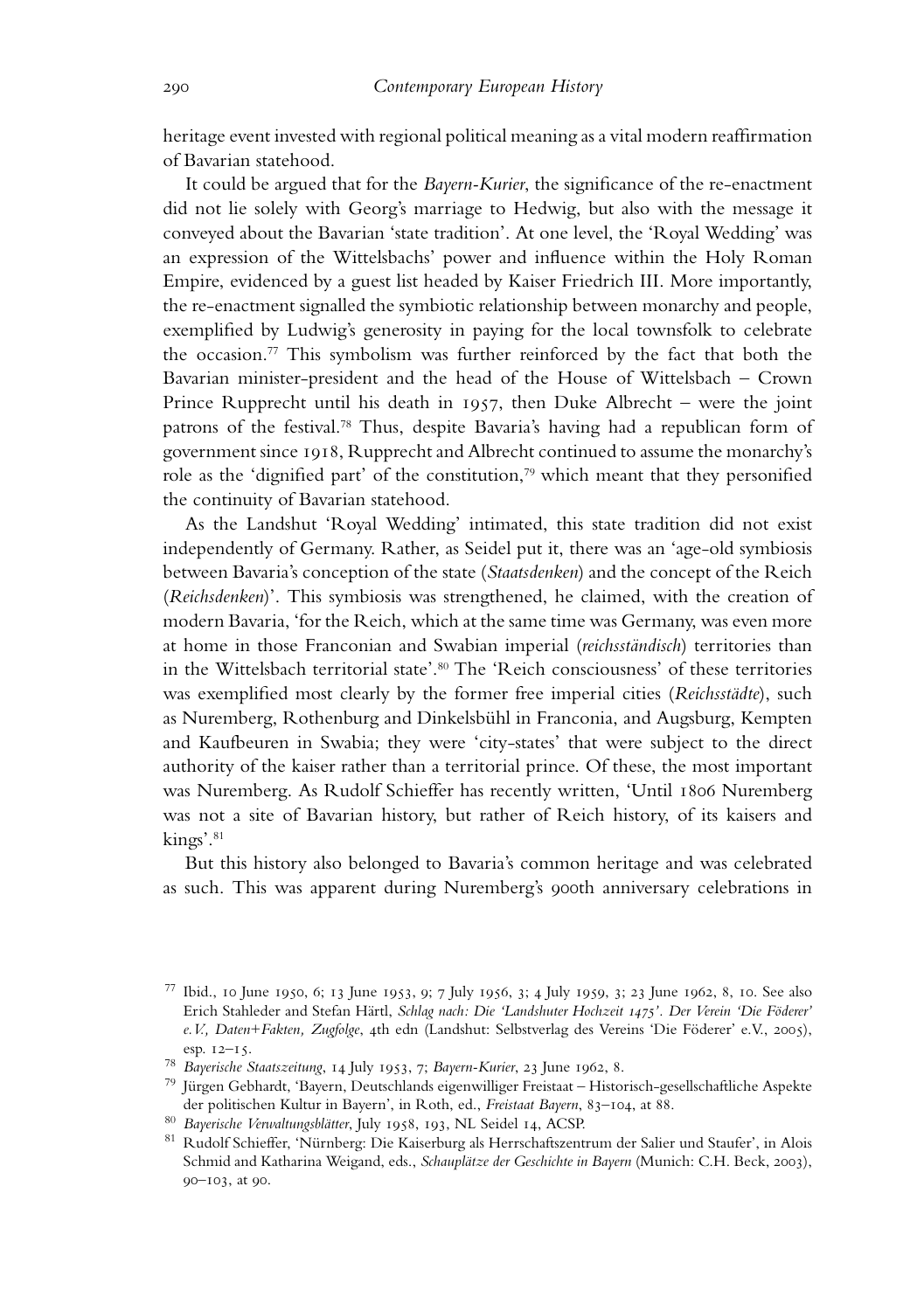heritage event invested with regional political meaning as a vital modern reaffirmation of Bavarian statehood.

It could be argued that for the *Bayern-Kurier*, the significance of the re-enactment did not lie solely with Georg's marriage to Hedwig, but also with the message it conveyed about the Bavarian 'state tradition'. At one level, the 'Royal Wedding' was an expression of the Wittelsbachs' power and influence within the Holy Roman Empire, evidenced by a guest list headed by Kaiser Friedrich III. More importantly, the re-enactment signalled the symbiotic relationship between monarchy and people, exemplified by Ludwig's generosity in paying for the local townsfolk to celebrate the occasion.[77] This symbolism was further reinforced by the fact that both the Bavarian minister-president and the head of the House of Wittelsbach – Crown Prince Rupprecht until his death in 1957, then Duke Albrecht – were the joint patrons of the festival.[78] Thus, despite Bavaria's having had a republican form of government since 1918, Rupprecht and Albrecht continued to assume the monarchy's role as the 'dignified part' of the constitution,[79] which meant that they personified the continuity of Bavarian statehood.

As the Landshut 'Royal Wedding' intimated, this state tradition did not exist independently of Germany. Rather, as Seidel put it, there was an 'age-old symbiosis between Bavaria's conception of the state (*Staatsdenken*) and the concept of the Reich (*Reichsdenken*)'. This symbiosis was strengthened, he claimed, with the creation of modern Bavaria, 'for the Reich, which at the same time was Germany, was even more at home in those Franconian and Swabian imperial (*reichsständisch*) territories than in the Wittelsbach territorial state'.[80] The 'Reich consciousness' of these territories was exemplified most clearly by the former free imperial cities (*Reichsstädte*), such as Nuremberg, Rothenburg and Dinkelsbühl in Franconia, and Augsburg, Kempten and Kaufbeuren in Swabia; they were 'city-states' that were subject to the direct authority of the kaiser rather than a territorial prince. Of these, the most important was Nuremberg. As Rudolf Schieffer has recently written, 'Until 1806 Nuremberg was not a site of Bavarian history, but rather of Reich history, of its kaisers and kings'.[81]

But this history also belonged to Bavaria's common heritage and was celebrated as such. This was apparent during Nuremberg's 900th anniversary celebrations in

[77] Ibid., 10 June 1950, 6; 13 June 1953, 9; 7 July 1956, 3; 4 July 1959, 3; 23 June 1962, 8, 10. See also Erich Stahleder and Stefan Härtl, *Schlag nach: Die 'Landshuter Hochzeit 1475'. Der Verein 'Die Föderer' e.V., Daten+Fakten, Zugfolge*, 4th edn (Landshut: Selbstverlag des Vereins 'Die Föderer' e.V., 2005), esp. 12–15.

[78] *Bayerische Staatszeitung*, 14 July 1953, 7; *Bayern-Kurier*, 23 June 1962, 8.

[79] Jürgen Gebhardt, 'Bayern, Deutschlands eigenwilliger Freistaat – Historisch-gesellschaftliche Aspekte der politischen Kultur in Bayern', in Roth, ed., *Freistaat Bayern*, 83–104, at 88.

[80] *Bayerische Verwaltungsblätter*, July 1958, 193, NL Seidel 14, ACSP.

[81] Rudolf Schieffer, 'Nürnberg: Die Kaiserburg als Herrschaftszentrum der Salier und Staufer', in Alois Schmid and Katharina Weigand, eds., *Schauplätze der Geschichte in Bayern* (Munich: C.H. Beck, 2003), 90–103, at 90.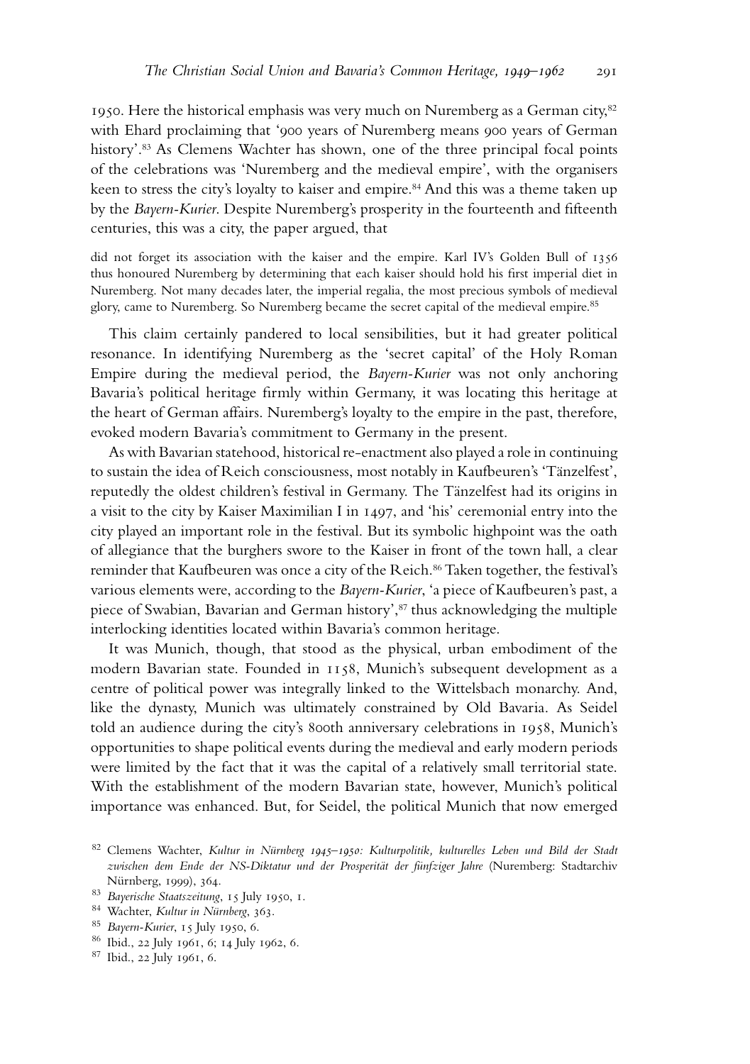1950. Here the historical emphasis was very much on Nuremberg as a German city,[82] with Ehard proclaiming that '900 years of Nuremberg means 900 years of German history'.[83] As Clemens Wachter has shown, one of the three principal focal points of the celebrations was 'Nuremberg and the medieval empire', with the organisers keen to stress the city's loyalty to kaiser and empire.[84] And this was a theme taken up by the *Bayern-Kurier*. Despite Nuremberg's prosperity in the fourteenth and fifteenth centuries, this was a city, the paper argued, that

> did not forget its association with the kaiser and the empire. Karl IV's Golden Bull of 1356 thus honoured Nuremberg by determining that each kaiser should hold his first imperial diet in Nuremberg. Not many decades later, the imperial regalia, the most precious symbols of medieval glory, came to Nuremberg. So Nuremberg became the secret capital of the medieval empire.[85]

This claim certainly pandered to local sensibilities, but it had greater political resonance. In identifying Nuremberg as the 'secret capital' of the Holy Roman Empire during the medieval period, the *Bayern-Kurier* was not only anchoring Bavaria's political heritage firmly within Germany, it was locating this heritage at the heart of German affairs. Nuremberg's loyalty to the empire in the past, therefore, evoked modern Bavaria's commitment to Germany in the present.

As with Bavarian statehood, historical re-enactment also played a role in continuing to sustain the idea of Reich consciousness, most notably in Kaufbeuren's 'Tänzelfest', reputedly the oldest children's festival in Germany. The Tänzelfest had its origins in a visit to the city by Kaiser Maximilian I in 1497, and 'his' ceremonial entry into the city played an important role in the festival. But its symbolic highpoint was the oath of allegiance that the burghers swore to the Kaiser in front of the town hall, a clear reminder that Kaufbeuren was once a city of the Reich.[86] Taken together, the festival's various elements were, according to the *Bayern-Kurier*, 'a piece of Kaufbeuren's past, a piece of Swabian, Bavarian and German history',[87] thus acknowledging the multiple interlocking identities located within Bavaria's common heritage.

It was Munich, though, that stood as the physical, urban embodiment of the modern Bavarian state. Founded in 1158, Munich's subsequent development as a centre of political power was integrally linked to the Wittelsbach monarchy. And, like the dynasty, Munich was ultimately constrained by Old Bavaria. As Seidel told an audience during the city's 800th anniversary celebrations in 1958, Munich's opportunities to shape political events during the medieval and early modern periods were limited by the fact that it was the capital of a relatively small territorial state. With the establishment of the modern Bavarian state, however, Munich's political importance was enhanced. But, for Seidel, the political Munich that now emerged

---

[82] Clemens Wachter, *Kultur in Nürnberg 1945–1950: Kulturpolitik, kulturelles Leben und Bild der Stadt zwischen dem Ende der NS-Diktatur und der Prosperität der fünfziger Jahre* (Nuremberg: Stadtarchiv Nürnberg, 1999), 364.

[83] *Bayerische Staatszeitung*, 15 July 1950, 1.

[84] Wachter, *Kultur in Nürnberg*, 363.

[85] *Bayern-Kurier*, 15 July 1950, 6.

[86] Ibid., 22 July 1961, 6; 14 July 1962, 6.

[87] Ibid., 22 July 1961, 6.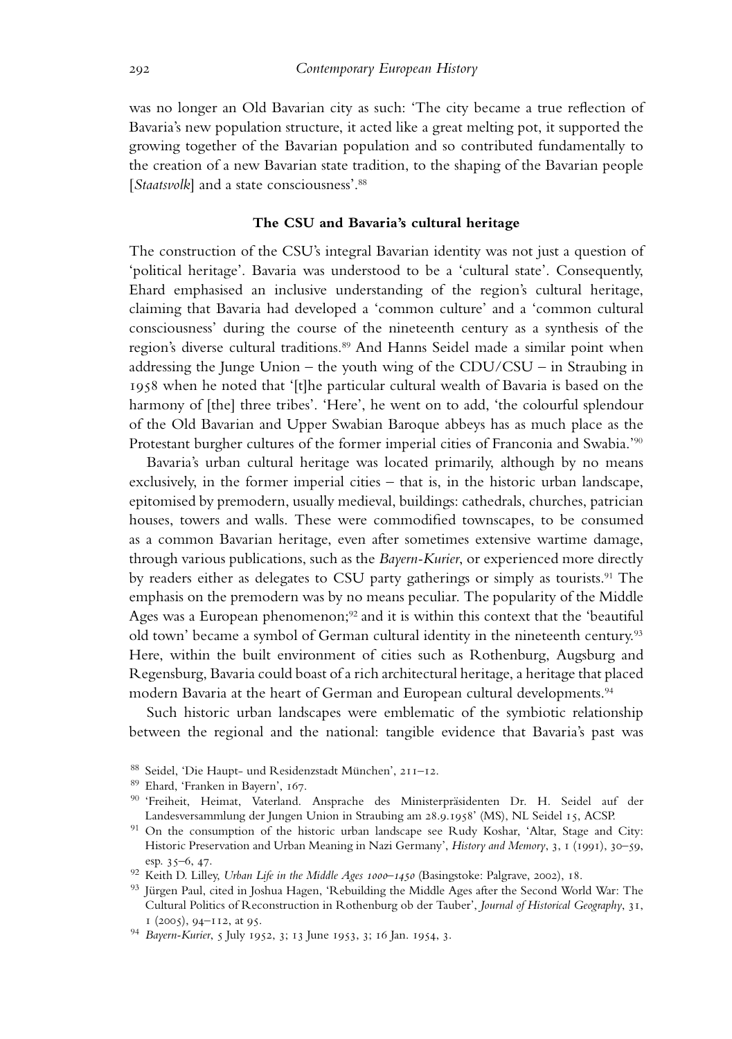was no longer an Old Bavarian city as such: 'The city became a true reflection of Bavaria's new population structure, it acted like a great melting pot, it supported the growing together of the Bavarian population and so contributed fundamentally to the creation of a new Bavarian state tradition, to the shaping of the Bavarian people [*Staatsvolk*] and a state consciousness'.[88]

## The CSU and Bavaria's cultural heritage

The construction of the CSU's integral Bavarian identity was not just a question of 'political heritage'. Bavaria was understood to be a 'cultural state'. Consequently, Ehard emphasised an inclusive understanding of the region's cultural heritage, claiming that Bavaria had developed a 'common culture' and a 'common cultural consciousness' during the course of the nineteenth century as a synthesis of the region's diverse cultural traditions.[89] And Hanns Seidel made a similar point when addressing the Junge Union – the youth wing of the CDU/CSU – in Straubing in 1958 when he noted that '[t]he particular cultural wealth of Bavaria is based on the harmony of [the] three tribes'. 'Here', he went on to add, 'the colourful splendour of the Old Bavarian and Upper Swabian Baroque abbeys has as much place as the Protestant burgher cultures of the former imperial cities of Franconia and Swabia.'[90]

Bavaria's urban cultural heritage was located primarily, although by no means exclusively, in the former imperial cities – that is, in the historic urban landscape, epitomised by premodern, usually medieval, buildings: cathedrals, churches, patrician houses, towers and walls. These were commodified townscapes, to be consumed as a common Bavarian heritage, even after sometimes extensive wartime damage, through various publications, such as the *Bayern-Kurier*, or experienced more directly by readers either as delegates to CSU party gatherings or simply as tourists.[91] The emphasis on the premodern was by no means peculiar. The popularity of the Middle Ages was a European phenomenon;[92] and it is within this context that the 'beautiful old town' became a symbol of German cultural identity in the nineteenth century.[93] Here, within the built environment of cities such as Rothenburg, Augsburg and Regensburg, Bavaria could boast of a rich architectural heritage, a heritage that placed modern Bavaria at the heart of German and European cultural developments.[94]

Such historic urban landscapes were emblematic of the symbiotic relationship between the regional and the national: tangible evidence that Bavaria's past was

[88] Seidel, 'Die Haupt- und Residenzstadt München', 211–12.

[89] Ehard, 'Franken in Bayern', 167.

[90] 'Freiheit, Heimat, Vaterland. Ansprache des Ministerpräsidenten Dr. H. Seidel auf der Landesversammlung der Jungen Union in Straubing am 28.9.1958' (MS), NL Seidel 15, ACSP.

[91] On the consumption of the historic urban landscape see Rudy Koshar, 'Altar, Stage and City: Historic Preservation and Urban Meaning in Nazi Germany', *History and Memory*, 3, 1 (1991), 30–59, esp. 35–6, 47.

[92] Keith D. Lilley, *Urban Life in the Middle Ages 1000–1450* (Basingstoke: Palgrave, 2002), 18.

[93] Jürgen Paul, cited in Joshua Hagen, 'Rebuilding the Middle Ages after the Second World War: The Cultural Politics of Reconstruction in Rothenburg ob der Tauber', *Journal of Historical Geography*, 31, 1 (2005), 94–112, at 95.

[94] *Bayern-Kurier*, 5 July 1952, 3; 13 June 1953, 3; 16 Jan. 1954, 3.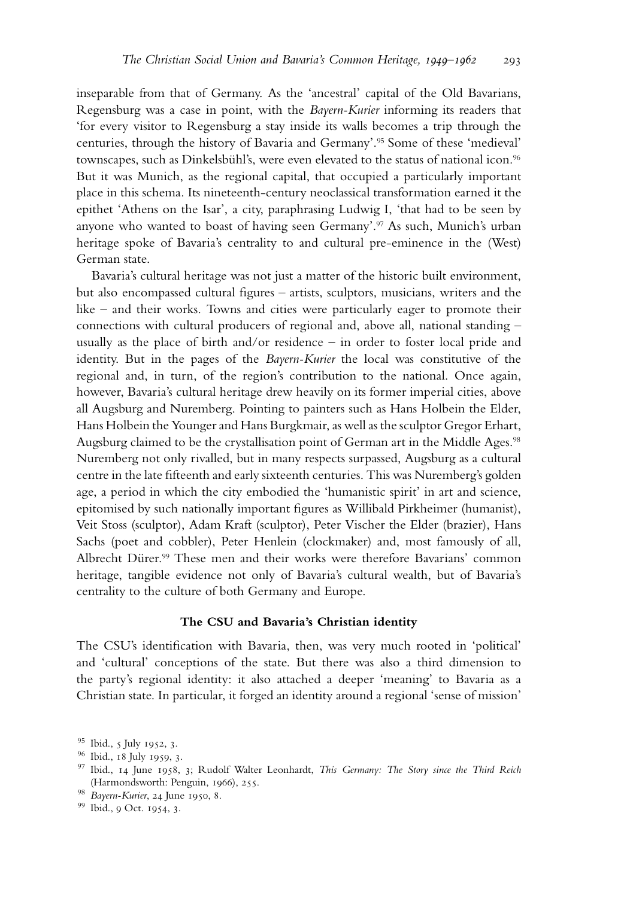inseparable from that of Germany. As the 'ancestral' capital of the Old Bavarians, Regensburg was a case in point, with the *Bayern-Kurier* informing its readers that 'for every visitor to Regensburg a stay inside its walls becomes a trip through the centuries, through the history of Bavaria and Germany'.[95] Some of these 'medieval' townscapes, such as Dinkelsbühl's, were even elevated to the status of national icon.[96] But it was Munich, as the regional capital, that occupied a particularly important place in this schema. Its nineteenth-century neoclassical transformation earned it the epithet 'Athens on the Isar', a city, paraphrasing Ludwig I, 'that had to be seen by anyone who wanted to boast of having seen Germany'.[97] As such, Munich's urban heritage spoke of Bavaria's centrality to and cultural pre-eminence in the (West) German state.

Bavaria's cultural heritage was not just a matter of the historic built environment, but also encompassed cultural figures – artists, sculptors, musicians, writers and the like – and their works. Towns and cities were particularly eager to promote their connections with cultural producers of regional and, above all, national standing – usually as the place of birth and/or residence – in order to foster local pride and identity. But in the pages of the *Bayern-Kurier* the local was constitutive of the regional and, in turn, of the region's contribution to the national. Once again, however, Bavaria's cultural heritage drew heavily on its former imperial cities, above all Augsburg and Nuremberg. Pointing to painters such as Hans Holbein the Elder, Hans Holbein the Younger and Hans Burgkmair, as well as the sculptor Gregor Erhart, Augsburg claimed to be the crystallisation point of German art in the Middle Ages.[98] Nuremberg not only rivalled, but in many respects surpassed, Augsburg as a cultural centre in the late fifteenth and early sixteenth centuries. This was Nuremberg's golden age, a period in which the city embodied the 'humanistic spirit' in art and science, epitomised by such nationally important figures as Willibald Pirkheimer (humanist), Veit Stoss (sculptor), Adam Kraft (sculptor), Peter Vischer the Elder (brazier), Hans Sachs (poet and cobbler), Peter Henlein (clockmaker) and, most famously of all, Albrecht Dürer.[99] These men and their works were therefore Bavarians' common heritage, tangible evidence not only of Bavaria's cultural wealth, but of Bavaria's centrality to the culture of both Germany and Europe.

### The CSU and Bavaria's Christian identity

The CSU's identification with Bavaria, then, was very much rooted in 'political' and 'cultural' conceptions of the state. But there was also a third dimension to the party's regional identity: it also attached a deeper 'meaning' to Bavaria as a Christian state. In particular, it forged an identity around a regional 'sense of mission'

[95] Ibid., 5 July 1952, 3.

[96] Ibid., 18 July 1959, 3.

[97] Ibid., 14 June 1958, 3; Rudolf Walter Leonhardt, *This Germany: The Story since the Third Reich* (Harmondsworth: Penguin, 1966), 255.

[98] *Bayern-Kurier*, 24 June 1950, 8.

[99] Ibid., 9 Oct. 1954, 3.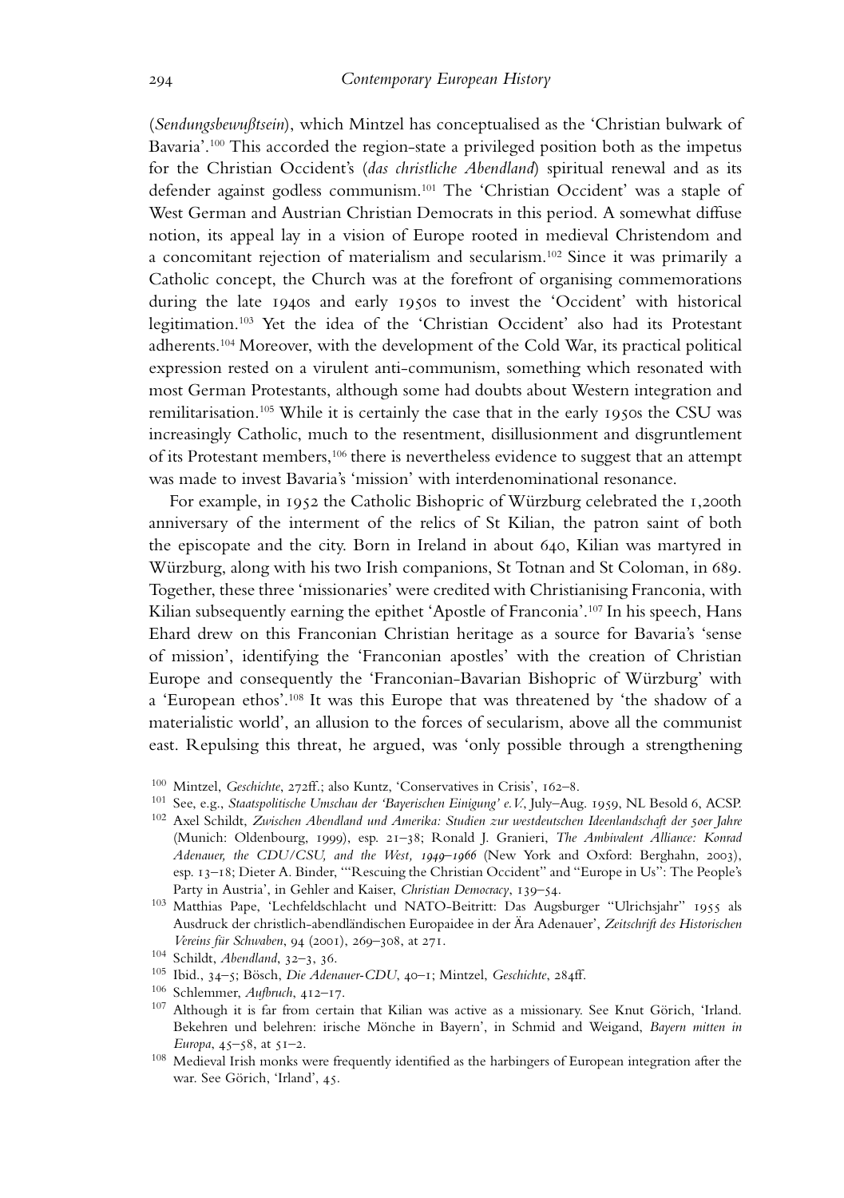(*Sendungsbewußtsein*), which Mintzel has conceptualised as the 'Christian bulwark of Bavaria'.[100] This accorded the region-state a privileged position both as the impetus for the Christian Occident's (*das christliche Abendland*) spiritual renewal and as its defender against godless communism.[101] The 'Christian Occident' was a staple of West German and Austrian Christian Democrats in this period. A somewhat diffuse notion, its appeal lay in a vision of Europe rooted in medieval Christendom and a concomitant rejection of materialism and secularism.[102] Since it was primarily a Catholic concept, the Church was at the forefront of organising commemorations during the late 1940s and early 1950s to invest the 'Occident' with historical legitimation.[103] Yet the idea of the 'Christian Occident' also had its Protestant adherents.[104] Moreover, with the development of the Cold War, its practical political expression rested on a virulent anti-communism, something which resonated with most German Protestants, although some had doubts about Western integration and remilitarisation.[105] While it is certainly the case that in the early 1950s the CSU was increasingly Catholic, much to the resentment, disillusionment and disgruntlement of its Protestant members,[106] there is nevertheless evidence to suggest that an attempt was made to invest Bavaria's 'mission' with interdenominational resonance.

For example, in 1952 the Catholic Bishopric of Würzburg celebrated the 1,200th anniversary of the interment of the relics of St Kilian, the patron saint of both the episcopate and the city. Born in Ireland in about 640, Kilian was martyred in Würzburg, along with his two Irish companions, St Totnan and St Coloman, in 689. Together, these three 'missionaries' were credited with Christianising Franconia, with Kilian subsequently earning the epithet 'Apostle of Franconia'.[107] In his speech, Hans Ehard drew on this Franconian Christian heritage as a source for Bavaria's 'sense of mission', identifying the 'Franconian apostles' with the creation of Christian Europe and consequently the 'Franconian-Bavarian Bishopric of Würzburg' with a 'European ethos'.[108] It was this Europe that was threatened by 'the shadow of a materialistic world', an allusion to the forces of secularism, above all the communist east. Repulsing this threat, he argued, was 'only possible through a strengthening

[100] Mintzel, *Geschichte*, 272ff.; also Kuntz, 'Conservatives in Crisis', 162–8.

[101] See, e.g., *Staatspolitische Umschau der 'Bayerischen Einigung' e.V.*, July–Aug. 1959, NL Besold 6, ACSP.

[102] Axel Schildt, *Zwischen Abendland und Amerika: Studien zur westdeutschen Ideenlandschaft der 50er Jahre* (Munich: Oldenbourg, 1999), esp. 21–38; Ronald J. Granieri, *The Ambivalent Alliance: Konrad Adenauer, the CDU/CSU, and the West, 1949–1966* (New York and Oxford: Berghahn, 2003), esp. 13–18; Dieter A. Binder, '"Rescuing the Christian Occident" and "Europe in Us": The People's Party in Austria', in Gehler and Kaiser, *Christian Democracy*, 139–54.

[103] Matthias Pape, 'Lechfeldschlacht und NATO-Beitritt: Das Augsburger "Ulrichsjahr" 1955 als Ausdruck der christlich-abendländischen Europaidee in der Ära Adenauer', *Zeitschrift des Historischen Vereins für Schwaben*, 94 (2001), 269–308, at 271.

[104] Schildt, *Abendland*, 32–3, 36.

[105] Ibid., 34–5; Bösch, *Die Adenauer-CDU*, 40–1; Mintzel, *Geschichte*, 284ff.

[106] Schlemmer, *Aufbruch*, 412–17.

[107] Although it is far from certain that Kilian was active as a missionary. See Knut Görich, 'Irland. Bekehren und belehren: irische Mönche in Bayern', in Schmid and Weigand, *Bayern mitten in Europa*, 45–58, at 51–2.

[108] Medieval Irish monks were frequently identified as the harbingers of European integration after the war. See Görich, 'Irland', 45.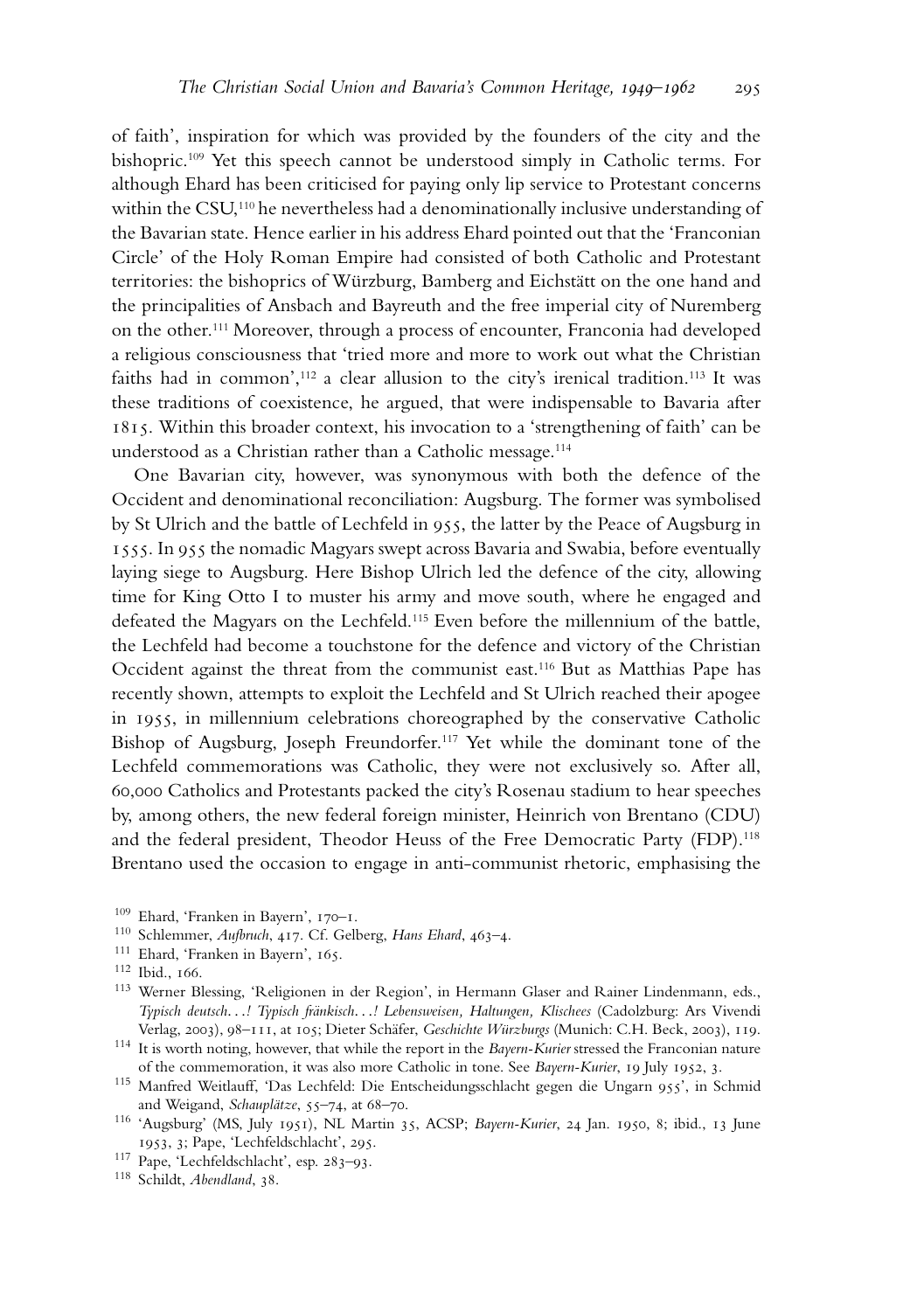of faith', inspiration for which was provided by the founders of the city and the bishopric.[109] Yet this speech cannot be understood simply in Catholic terms. For although Ehard has been criticised for paying only lip service to Protestant concerns within the CSU,[110] he nevertheless had a denominationally inclusive understanding of the Bavarian state. Hence earlier in his address Ehard pointed out that the 'Franconian Circle' of the Holy Roman Empire had consisted of both Catholic and Protestant territories: the bishoprics of Würzburg, Bamberg and Eichstätt on the one hand and the principalities of Ansbach and Bayreuth and the free imperial city of Nuremberg on the other.[111] Moreover, through a process of encounter, Franconia had developed a religious consciousness that 'tried more and more to work out what the Christian faiths had in common',[112] a clear allusion to the city's irenical tradition.[113] It was these traditions of coexistence, he argued, that were indispensable to Bavaria after 1815. Within this broader context, his invocation to a 'strengthening of faith' can be understood as a Christian rather than a Catholic message.[114]

One Bavarian city, however, was synonymous with both the defence of the Occident and denominational reconciliation: Augsburg. The former was symbolised by St Ulrich and the battle of Lechfeld in 955, the latter by the Peace of Augsburg in 1555. In 955 the nomadic Magyars swept across Bavaria and Swabia, before eventually laying siege to Augsburg. Here Bishop Ulrich led the defence of the city, allowing time for King Otto I to muster his army and move south, where he engaged and defeated the Magyars on the Lechfeld.[115] Even before the millennium of the battle, the Lechfeld had become a touchstone for the defence and victory of the Christian Occident against the threat from the communist east.[116] But as Matthias Pape has recently shown, attempts to exploit the Lechfeld and St Ulrich reached their apogee in 1955, in millennium celebrations choreographed by the conservative Catholic Bishop of Augsburg, Joseph Freundorfer.[117] Yet while the dominant tone of the Lechfeld commemorations was Catholic, they were not exclusively so. After all, 60,000 Catholics and Protestants packed the city's Rosenau stadium to hear speeches by, among others, the new federal foreign minister, Heinrich von Brentano (CDU) and the federal president, Theodor Heuss of the Free Democratic Party (FDP).[118] Brentano used the occasion to engage in anti-communist rhetoric, emphasising the

[109] Ehard, 'Franken in Bayern', 170–1.

[110] Schlemmer, *Aufbruch*, 417. Cf. Gelberg, *Hans Ehard*, 463–4.

[111] Ehard, 'Franken in Bayern', 165.

[112] Ibid., 166.

[113] Werner Blessing, 'Religionen in der Region', in Hermann Glaser and Rainer Lindenmann, eds., *Typisch deutsch...! Typisch fränkisch...! Lebensweisen, Haltungen, Klischees* (Cadolzburg: Ars Vivendi Verlag, 2003), 98–111, at 105; Dieter Schäfer, *Geschichte Würzburgs* (Munich: C.H. Beck, 2003), 119.

[114] It is worth noting, however, that while the report in the *Bayern-Kurier* stressed the Franconian nature of the commemoration, it was also more Catholic in tone. See *Bayern-Kurier*, 19 July 1952, 3.

[115] Manfred Weitlauff, 'Das Lechfeld: Die Entscheidungsschlacht gegen die Ungarn 955', in Schmid and Weigand, *Schauplätze*, 55–74, at 68–70.

[116] 'Augsburg' (MS, July 1951), NL Martin 35, ACSP; *Bayern-Kurier*, 24 Jan. 1950, 8; ibid., 13 June 1953, 3; Pape, 'Lechfeldschlacht', 295.

[117] Pape, 'Lechfeldschlacht', esp. 283–93.

[118] Schildt, *Abendland*, 38.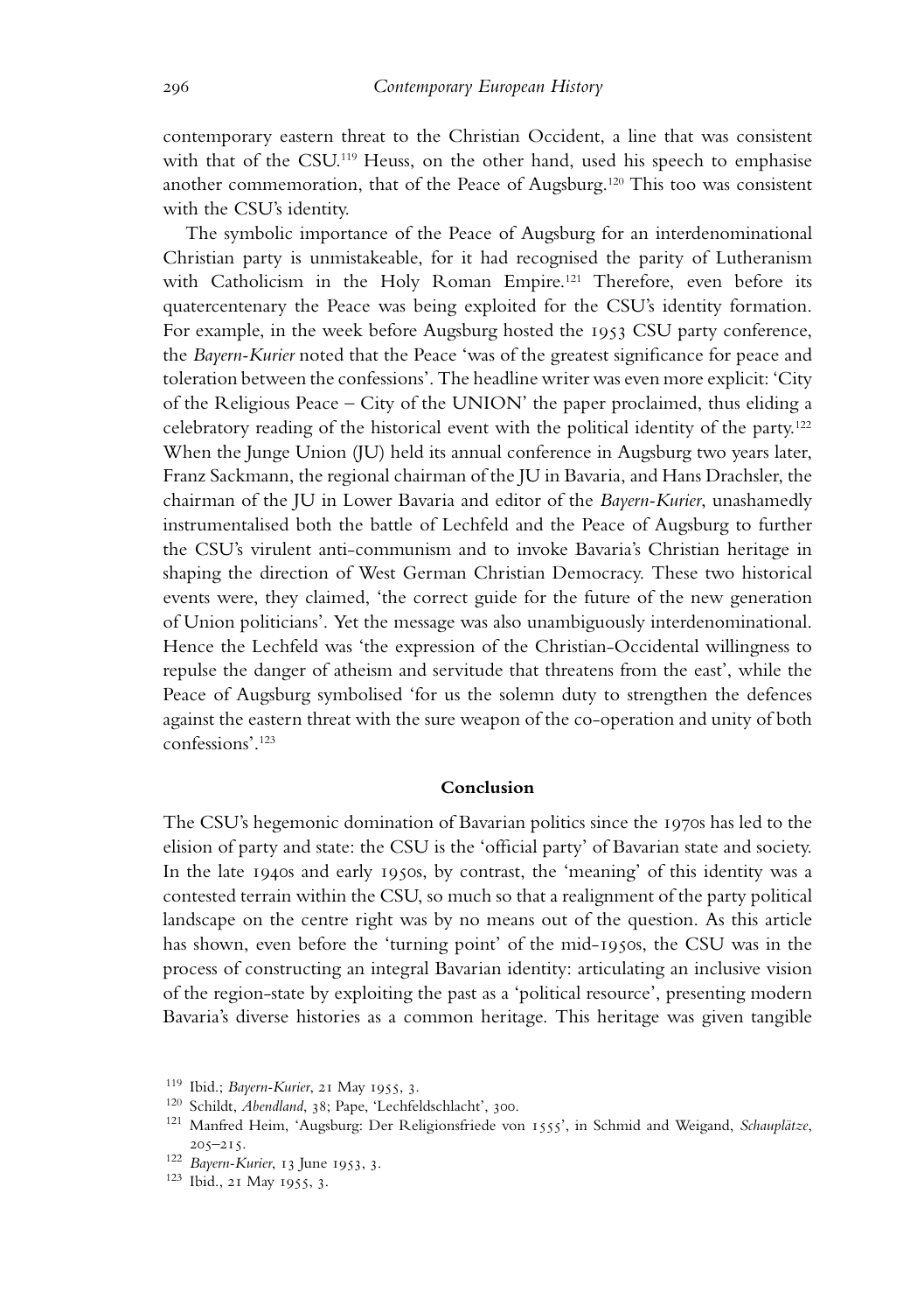contemporary eastern threat to the Christian Occident, a line that was consistent with that of the CSU.[119] Heuss, on the other hand, used his speech to emphasise another commemoration, that of the Peace of Augsburg.[120] This too was consistent with the CSU's identity.

The symbolic importance of the Peace of Augsburg for an interdenominational Christian party is unmistakeable, for it had recognised the parity of Lutheranism with Catholicism in the Holy Roman Empire.[121] Therefore, even before its quatercentenary the Peace was being exploited for the CSU's identity formation. For example, in the week before Augsburg hosted the 1953 CSU party conference, the *Bayern-Kurier* noted that the Peace 'was of the greatest significance for peace and toleration between the confessions'. The headline writer was even more explicit: 'City of the Religious Peace – City of the UNION' the paper proclaimed, thus eliding a celebratory reading of the historical event with the political identity of the party.[122] When the Junge Union (JU) held its annual conference in Augsburg two years later, Franz Sackmann, the regional chairman of the JU in Bavaria, and Hans Drachsler, the chairman of the JU in Lower Bavaria and editor of the *Bayern-Kurier*, unashamedly instrumentalised both the battle of Lechfeld and the Peace of Augsburg to further the CSU's virulent anti-communism and to invoke Bavaria's Christian heritage in shaping the direction of West German Christian Democracy. These two historical events were, they claimed, 'the correct guide for the future of the new generation of Union politicians'. Yet the message was also unambiguously interdenominational. Hence the Lechfeld was 'the expression of the Christian-Occidental willingness to repulse the danger of atheism and servitude that threatens from the east', while the Peace of Augsburg symbolised 'for us the solemn duty to strengthen the defences against the eastern threat with the sure weapon of the co-operation and unity of both confessions'.[123]

## Conclusion

The CSU's hegemonic domination of Bavarian politics since the 1970s has led to the elision of party and state: the CSU is the 'official party' of Bavarian state and society. In the late 1940s and early 1950s, by contrast, the 'meaning' of this identity was a contested terrain within the CSU, so much so that a realignment of the party political landscape on the centre right was by no means out of the question. As this article has shown, even before the 'turning point' of the mid-1950s, the CSU was in the process of constructing an integral Bavarian identity: articulating an inclusive vision of the region-state by exploiting the past as a 'political resource', presenting modern Bavaria's diverse histories as a common heritage. This heritage was given tangible

---

[119] Ibid.; *Bayern-Kurier*, 21 May 1955, 3.

[120] Schildt, *Abendland*, 38; Pape, 'Lechfeldschlacht', 300.

[121] Manfred Heim, 'Augsburg: Der Religionsfriede von 1555', in Schmid and Weigand, *Schauplätze*, 205–215.

[122] *Bayern-Kurier*, 13 June 1953, 3.

[123] Ibid., 21 May 1955, 3.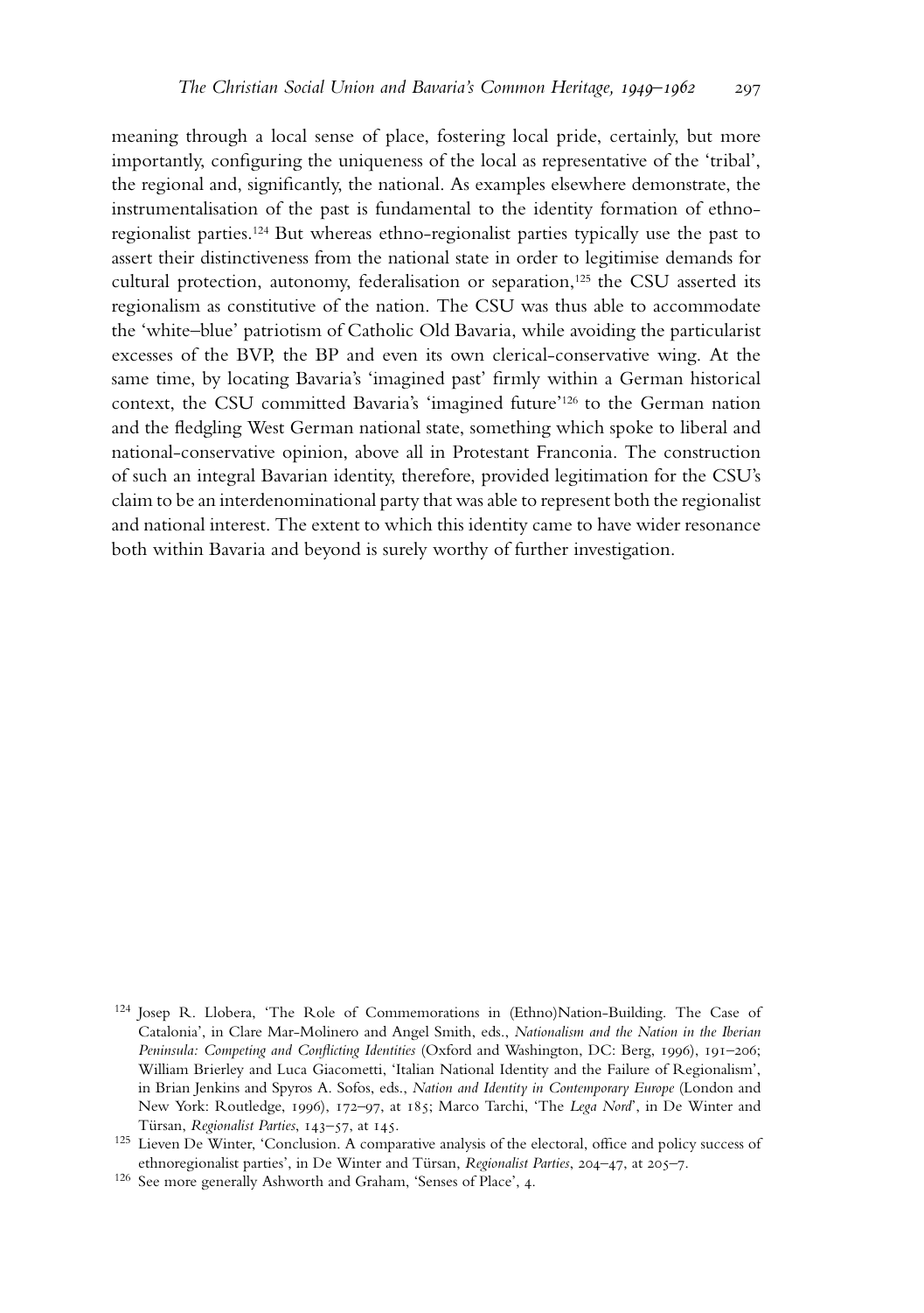meaning through a local sense of place, fostering local pride, certainly, but more importantly, configuring the uniqueness of the local as representative of the 'tribal', the regional and, significantly, the national. As examples elsewhere demonstrate, the instrumentalisation of the past is fundamental to the identity formation of ethno-regionalist parties.[124] But whereas ethno-regionalist parties typically use the past to assert their distinctiveness from the national state in order to legitimise demands for cultural protection, autonomy, federalisation or separation,[125] the CSU asserted its regionalism as constitutive of the nation. The CSU was thus able to accommodate the 'white–blue' patriotism of Catholic Old Bavaria, while avoiding the particularist excesses of the BVP, the BP and even its own clerical-conservative wing. At the same time, by locating Bavaria's 'imagined past' firmly within a German historical context, the CSU committed Bavaria's 'imagined future'[126] to the German nation and the fledgling West German national state, something which spoke to liberal and national-conservative opinion, above all in Protestant Franconia. The construction of such an integral Bavarian identity, therefore, provided legitimation for the CSU's claim to be an interdenominational party that was able to represent both the regionalist and national interest. The extent to which this identity came to have wider resonance both within Bavaria and beyond is surely worthy of further investigation.

[124] Josep R. Llobera, 'The Role of Commemorations in (Ethno)Nation-Building. The Case of Catalonia', in Clare Mar-Molinero and Angel Smith, eds., *Nationalism and the Nation in the Iberian Peninsula: Competing and Conflicting Identities* (Oxford and Washington, DC: Berg, 1996), 191–206; William Brierley and Luca Giacometti, 'Italian National Identity and the Failure of Regionalism', in Brian Jenkins and Spyros A. Sofos, eds., *Nation and Identity in Contemporary Europe* (London and New York: Routledge, 1996), 172–97, at 185; Marco Tarchi, 'The *Lega Nord*', in De Winter and Türsan, *Regionalist Parties*, 143–57, at 145.

[125] Lieven De Winter, 'Conclusion. A comparative analysis of the electoral, office and policy success of ethnoregionalist parties', in De Winter and Türsan, *Regionalist Parties*, 204–47, at 205–7.

[126] See more generally Ashworth and Graham, 'Senses of Place', 4.